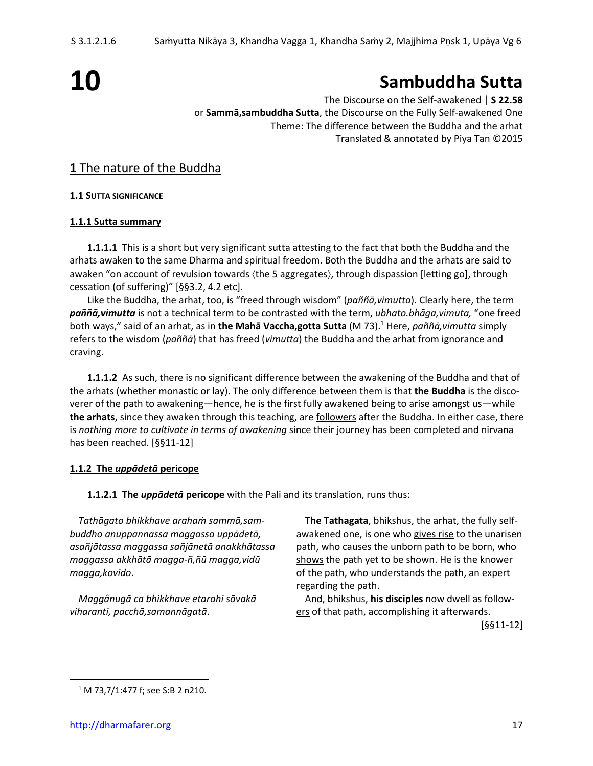# 10

# Sambuddha Sutta

The Discourse on the Self-awakened | **S 22.58**

or **Sammā,sambuddha Sutta**, the Discourse on the Fully Self-awakened One

Theme: The difference between the Buddha and the arhat

Translated & annotated by Piya Tan ©2015

## **1** The nature of the Buddha

### 1.1 SUTTA SIGNIFICANCE

#### 1.1.1 Sutta summary

**1.1.1.1** This is a short but very significant sutta attesting to the fact that both the Buddha and the arhats awaken to the same Dharma and spiritual freedom. Both the Buddha and the arhats are said to awaken "on account of revulsion towards 〈the 5 aggregates〉, through dispassion [letting go], through cessation (of suffering)" [§§3.2, 4.2 etc].

Like the Buddha, the arhat, too, is "freed through wisdom" (*paññā,vimutta*). Clearly here, the term ***paññā,vimutta*** is not a technical term to be contrasted with the term, *ubhato.bhāga,vimuta,* "one freed both ways," said of an arhat, as in **the Mahā Vaccha,gotta Sutta** (M 73).[1] Here, *paññā,vimutta* simply refers to the wisdom (*paññā*) that has freed (*vimutta*) the Buddha and the arhat from ignorance and craving.

**1.1.1.2** As such, there is no significant difference between the awakening of the Buddha and that of the arhats (whether monastic or lay). The only difference between them is that **the Buddha** is the discoverer of the path to awakening—hence, he is the first fully awakened being to arise amongst us—while **the arhats**, since they awaken through this teaching, are followers after the Buddha. In either case, there is *nothing more to cultivate in terms of awakening* since their journey has been completed and nirvana has been reached. [§§11-12]

#### 1.1.2 The *uppādetā* pericope

**1.1.2.1 The *uppādetā* pericope** with the Pali and its translation, runs thus:

*Tathāgato bhikkhave arahaṁ sammā,sambuddho anuppannassa maggassa uppādetā, asañjātassa maggassa sañjānetā anakkhātassa maggassa akkhātā magga-ñ,ñū magga,vidū magga,kovido.*

**The Tathagata**, bhikshus, the arhat, the fully self-awakened one, is one who gives rise to the unarisen path, who causes the unborn path to be born, who shows the path yet to be shown. He is the knower of the path, who understands the path, an expert regarding the path.

*Maggânugā ca bhikkhave etarahi sāvakā viharanti, pacchā,samannāgatā.*

And, bhikshus, **his disciples** now dwell as followers of that path, accomplishing it afterwards.

[§§11-12]

---

[1] M 73,7/1:477 f; see S:B 2 n210.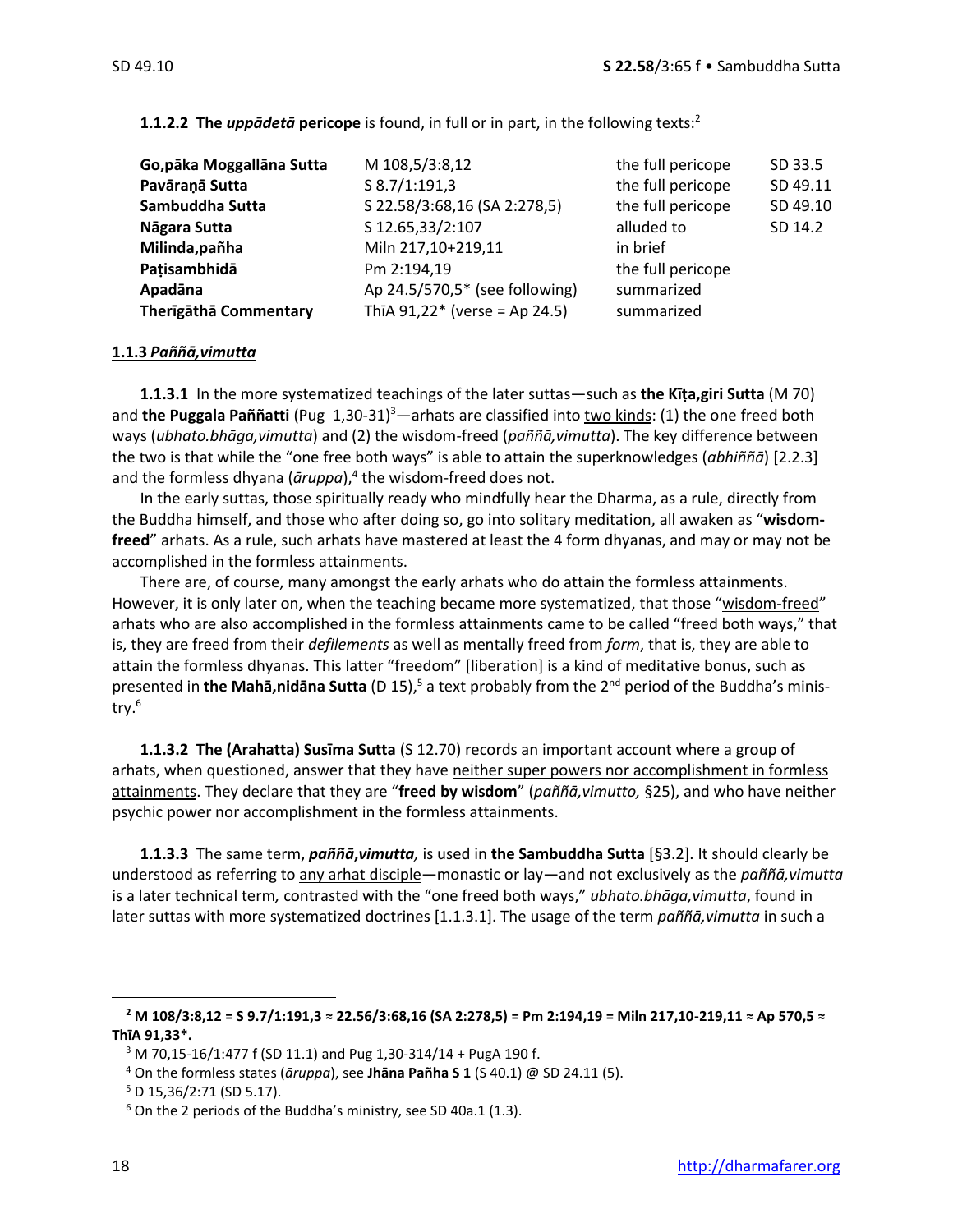**1.1.2.2 The *uppādetā* pericope** is found, in full or in part, in the following texts:[2]

| | | | |
|---|---|---|---|
| **Go,pāka Moggallāna Sutta** | M 108,5/3:8,12 | the full pericope | SD 33.5 |
| **Pavāraṇā Sutta** | S 8.7/1:191,3 | the full pericope | SD 49.11 |
| **Sambuddha Sutta** | S 22.58/3:68,16 (SA 2:278,5) | the full pericope | SD 49.10 |
| **Nāgara Sutta** | S 12.65,33/2:107 | alluded to | SD 14.2 |
| **Milinda,pañha** | Miln 217,10+219,11 | in brief | |
| **Paṭisambhidā** | Pm 2:194,19 | the full pericope | |
| **Apadāna** | Ap 24.5/570,5* (see following) | summarized | |
| **Therīgāthā Commentary** | ThīA 91,22* (verse = Ap 24.5) | summarized | |

### 1.1.3 *Paññā,vimutta*

**1.1.3.1** In the more systematized teachings of the later suttas—such as **the Kīṭa,giri Sutta** (M 70) and **the Puggala Paññatti** (Pug 1,30-31)[3]—arhats are classified into two kinds: (1) the one freed both ways (*ubhato.bhāga,vimutta*) and (2) the wisdom-freed (*paññā,vimutta*). The key difference between the two is that while the "one free both ways" is able to attain the superknowledges (*abhiññā*) [2.2.3] and the formless dhyana (*āruppa*),[4] the wisdom-freed does not.

In the early suttas, those spiritually ready who mindfully hear the Dharma, as a rule, directly from the Buddha himself, and those who after doing so, go into solitary meditation, all awaken as "**wisdom-freed**" arhats. As a rule, such arhats have mastered at least the 4 form dhyanas, and may or may not be accomplished in the formless attainments.

There are, of course, many amongst the early arhats who do attain the formless attainments. However, it is only later on, when the teaching became more systematized, that those "wisdom-freed" arhats who are also accomplished in the formless attainments came to be called "freed both ways," that is, they are freed from their *defilements* as well as mentally freed from *form*, that is, they are able to attain the formless dhyanas. This latter "freedom" [liberation] is a kind of meditative bonus, such as presented in **the Mahā,nidāna Sutta** (D 15),[5] a text probably from the 2nd period of the Buddha's ministry.[6]

**1.1.3.2 The (Arahatta) Susīma Sutta** (S 12.70) records an important account where a group of arhats, when questioned, answer that they have neither super powers nor accomplishment in formless attainments. They declare that they are "**freed by wisdom**" (*paññā,vimutto,* §25), and who have neither psychic power nor accomplishment in the formless attainments.

**1.1.3.3** The same term, ***paññā,vimutta,*** is used in **the Sambuddha Sutta** [§3.2]. It should clearly be understood as referring to any arhat disciple—monastic or lay—and not exclusively as the *paññā,vimutta* is a later technical term*,* contrasted with the "one freed both ways," *ubhato.bhāga,vimutta*, found in later suttas with more systematized doctrines [1.1.3.1]. The usage of the term *paññā,vimutta* in such a

---

[2] **M 108/3:8,12 = S 9.7/1:191,3 ≈ 22.56/3:68,16 (SA 2:278,5) = Pm 2:194,19 = Miln 217,10-219,11 ≈ Ap 570,5 ≈ ThīA 91,33\*.**

[3] M 70,15-16/1:477 f (SD 11.1) and Pug 1,30-314/14 + PugA 190 f.

[4] On the formless states (*āruppa*), see **Jhāna Pañha S 1** (S 40.1) @ SD 24.11 (5).

[5] D 15,36/2:71 (SD 5.17).

[6] On the 2 periods of the Buddha's ministry, see SD 40a.1 (1.3).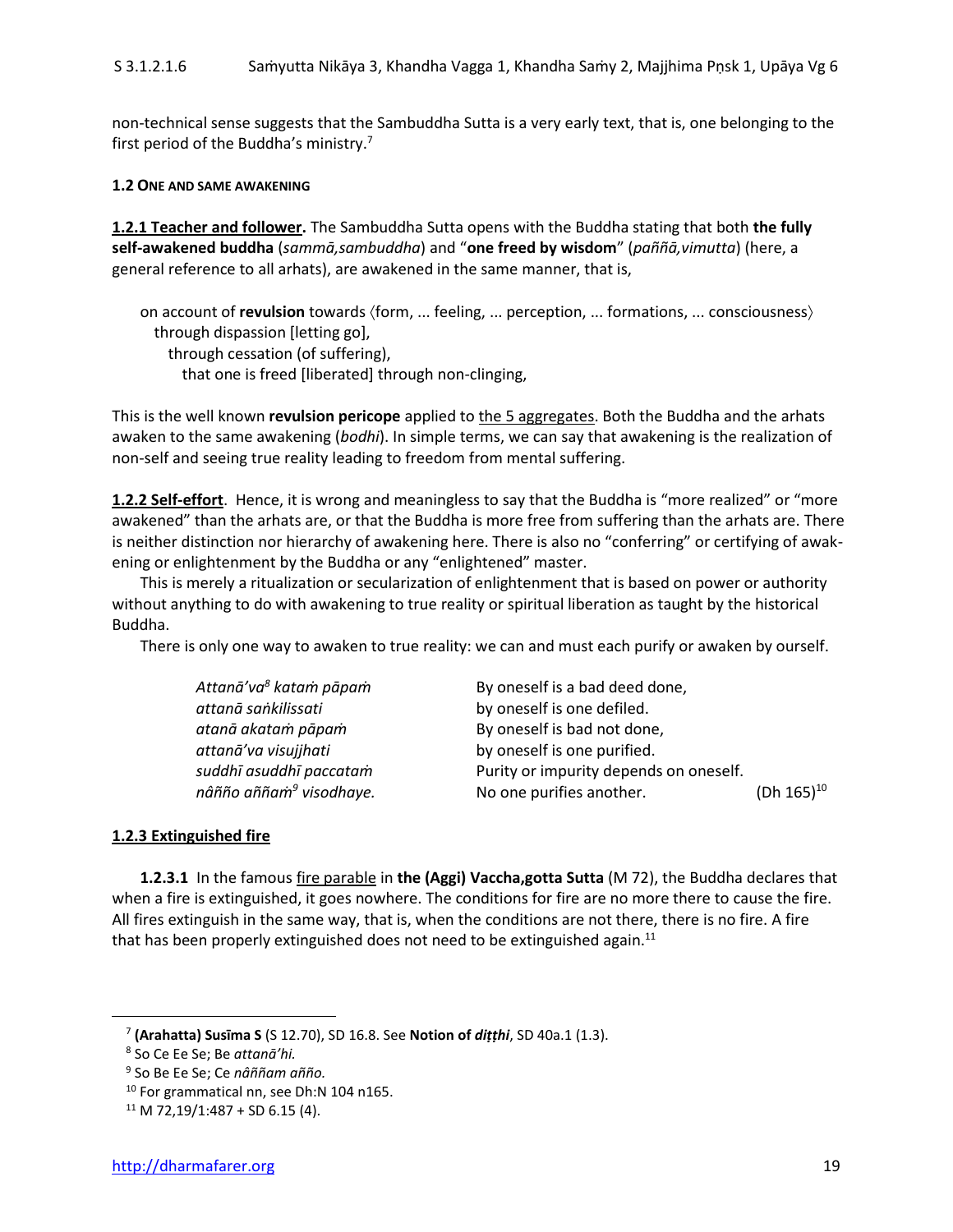non-technical sense suggests that the Sambuddha Sutta is a very early text, that is, one belonging to the first period of the Buddha's ministry.[7]

**1.2 ONE AND SAME AWAKENING**

**1.2.1 Teacher and follower.** The Sambuddha Sutta opens with the Buddha stating that both **the fully self-awakened buddha** (*sammā,sambuddha*) and "**one freed by wisdom**" (*paññā,vimutta*) (here, a general reference to all arhats), are awakened in the same manner, that is,

> on account of **revulsion** towards 〈form, ... feeling, ... perception, ... formations, ... consciousness〉
> through dispassion [letting go],
> through cessation (of suffering),
> that one is freed [liberated] through non-clinging,

This is the well known **revulsion pericope** applied to the 5 aggregates. Both the Buddha and the arhats awaken to the same awakening (*bodhi*). In simple terms, we can say that awakening is the realization of non-self and seeing true reality leading to freedom from mental suffering.

**1.2.2 Self-effort**. Hence, it is wrong and meaningless to say that the Buddha is "more realized" or "more awakened" than the arhats are, or that the Buddha is more free from suffering than the arhats are. There is neither distinction nor hierarchy of awakening here. There is also no "conferring" or certifying of awakening or enlightenment by the Buddha or any "enlightened" master.

This is merely a ritualization or secularization of enlightenment that is based on power or authority without anything to do with awakening to true reality or spiritual liberation as taught by the historical Buddha.

There is only one way to awaken to true reality: we can and must each purify or awaken by ourself.

| | | |
|---|---|---|
| *Attanā'va*[8] *kataṁ pāpaṁ* | By oneself is a bad deed done, | |
| *attanā saṅkilissati* | by oneself is one defiled. | |
| *atanā akataṁ pāpaṁ* | By oneself is bad not done, | |
| *attanā'va visujjhati* | by oneself is one purified. | |
| *suddhī asuddhī paccataṁ* | Purity or impurity depends on oneself. | |
| *nâñño aññaṁ*[9] *visodhaye.* | No one purifies another. | (Dh 165)[10] |

**1.2.3 Extinguished fire**

**1.2.3.1** In the famous fire parable in **the (Aggi) Vaccha,gotta Sutta** (M 72), the Buddha declares that when a fire is extinguished, it goes nowhere. The conditions for fire are no more there to cause the fire. All fires extinguish in the same way, that is, when the conditions are not there, there is no fire. A fire that has been properly extinguished does not need to be extinguished again.[11]

---

[7] **(Arahatta) Susīma S** (S 12.70), SD 16.8. See **Notion of *diṭṭhi***, SD 40a.1 (1.3).

[8] So Ce Ee Se; Be *attanā'hi.*

[9] So Be Ee Se; Ce *nâññam añño.*

[10] For grammatical nn, see Dh:N 104 n165.

[11] M 72,19/1:487 + SD 6.15 (4).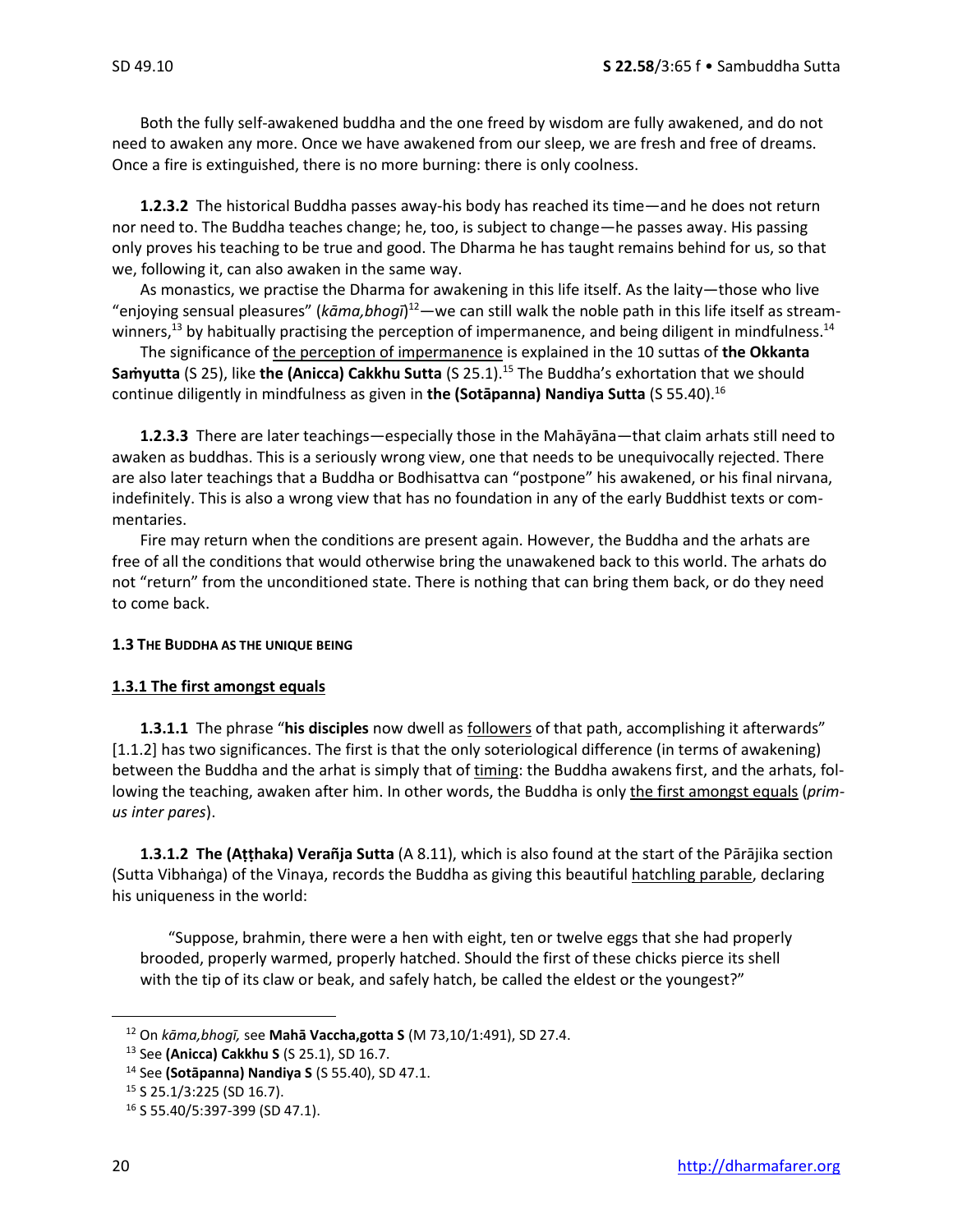Both the fully self-awakened buddha and the one freed by wisdom are fully awakened, and do not need to awaken any more. Once we have awakened from our sleep, we are fresh and free of dreams. Once a fire is extinguished, there is no more burning: there is only coolness.

**1.2.3.2** The historical Buddha passes away-his body has reached its time—and he does not return nor need to. The Buddha teaches change; he, too, is subject to change—he passes away. His passing only proves his teaching to be true and good. The Dharma he has taught remains behind for us, so that we, following it, can also awaken in the same way.

As monastics, we practise the Dharma for awakening in this life itself. As the laity—those who live "enjoying sensual pleasures" (*kāma,bhogī*)[12]—we can still walk the noble path in this life itself as stream-winners,[13] by habitually practising the perception of impermanence, and being diligent in mindfulness.[14]

The significance of <u>the perception of impermanence</u> is explained in the 10 suttas of **the Okkanta Saṁyutta** (S 25), like **the (Anicca) Cakkhu Sutta** (S 25.1).[15] The Buddha's exhortation that we should continue diligently in mindfulness as given in **the (Sotāpanna) Nandiya Sutta** (S 55.40).[16]

**1.2.3.3** There are later teachings—especially those in the Mahāyāna—that claim arhats still need to awaken as buddhas. This is a seriously wrong view, one that needs to be unequivocally rejected. There are also later teachings that a Buddha or Bodhisattva can "postpone" his awakened, or his final nirvana, indefinitely. This is also a wrong view that has no foundation in any of the early Buddhist texts or commentaries.

Fire may return when the conditions are present again. However, the Buddha and the arhats are free of all the conditions that would otherwise bring the unawakened back to this world. The arhats do not "return" from the unconditioned state. There is nothing that can bring them back, or do they need to come back.

#### 1.3 THE BUDDHA AS THE UNIQUE BEING

#### <u>1.3.1 The first amongst equals</u>

**1.3.1.1** The phrase "**his disciples** now dwell as <u>followers</u> of that path, accomplishing it afterwards" [1.1.2] has two significances. The first is that the only soteriological difference (in terms of awakening) between the Buddha and the arhat is simply that of <u>timing</u>: the Buddha awakens first, and the arhats, following the teaching, awaken after him. In other words, the Buddha is only <u>the first amongst equals</u> (*primus inter pares*).

**1.3.1.2 The (Aṭṭhaka) Verañja Sutta** (A 8.11), which is also found at the start of the Pārājika section (Sutta Vibhaṅga) of the Vinaya, records the Buddha as giving this beautiful <u>hatchling parable</u>, declaring his uniqueness in the world:

> "Suppose, brahmin, there were a hen with eight, ten or twelve eggs that she had properly brooded, properly warmed, properly hatched. Should the first of these chicks pierce its shell with the tip of its claw or beak, and safely hatch, be called the eldest or the youngest?"

---

[12] On *kāma,bhogī,* see **Mahā Vaccha,gotta S** (M 73,10/1:491), SD 27.4.

[13] See **(Anicca) Cakkhu S** (S 25.1), SD 16.7.

[14] See **(Sotāpanna) Nandiya S** (S 55.40), SD 47.1.

[15] S 25.1/3:225 (SD 16.7).

[16] S 55.40/5:397-399 (SD 47.1).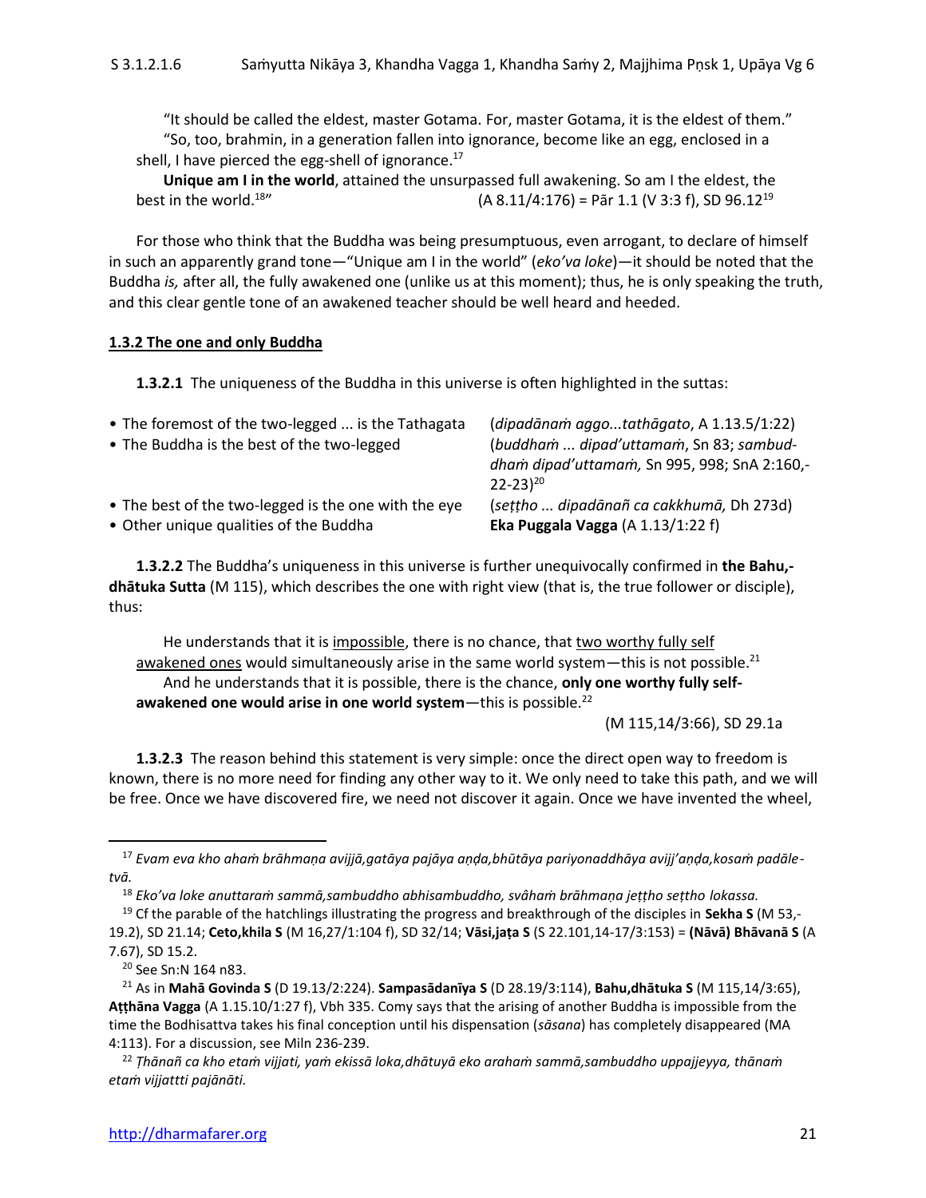"It should be called the eldest, master Gotama. For, master Gotama, it is the eldest of them."

"So, too, brahmin, in a generation fallen into ignorance, become like an egg, enclosed in a shell, I have pierced the egg-shell of ignorance.[17]

**Unique am I in the world**, attained the unsurpassed full awakening. So am I the eldest, the best in the world.[18]" (A 8.11/4:176) = Pār 1.1 (V 3:3 f), SD 96.12[19]

For those who think that the Buddha was being presumptuous, even arrogant, to declare of himself in such an apparently grand tone—"Unique am I in the world" (*eko'va loke*)—it should be noted that the Buddha *is,* after all, the fully awakened one (unlike us at this moment); thus, he is only speaking the truth, and this clear gentle tone of an awakened teacher should be well heard and heeded.

### 1.3.2 The one and only Buddha

**1.3.2.1** The uniqueness of the Buddha in this universe is often highlighted in the suttas:

| | |
|---|---|
| • The foremost of the two-legged ... is the Tathagata | (*dipadānaṁ aggo...tathāgato*, A 1.13.5/1:22) |
| • The Buddha is the best of the two-legged | (*buddhaṁ ... dipad'uttamaṁ*, Sn 83; *sambuddhaṁ dipad'uttamaṁ,* Sn 995, 998; SnA 2:160,-22-23)[20] |
| • The best of the two-legged is the one with the eye | (*seṭṭho ... dipadānañ ca cakkhumā,* Dh 273d) |
| • Other unique qualities of the Buddha | **Eka Puggala Vagga** (A 1.13/1:22 f) |

**1.3.2.2** The Buddha's uniqueness in this universe is further unequivocally confirmed in **the Bahu,dhātuka Sutta** (M 115), which describes the one with right view (that is, the true follower or disciple), thus:

He understands that it is impossible, there is no chance, that two worthy fully self awakened ones would simultaneously arise in the same world system—this is not possible.[21]

And he understands that it is possible, there is the chance, **only one worthy fully self-awakened one would arise in one world system**—this is possible.[22]

(M 115,14/3:66), SD 29.1a

**1.3.2.3** The reason behind this statement is very simple: once the direct open way to freedom is known, there is no more need for finding any other way to it. We only need to take this path, and we will be free. Once we have discovered fire, we need not discover it again. Once we have invented the wheel,

---

[17] *Evam eva kho ahaṁ brāhmaṇa avijjā,gatāya pajāya aṇḍa,bhūtāya pariyonaddhāya avijj'aṇḍa,kosaṁ padāletvā.*

[18] *Eko'va loke anuttaraṁ sammā,sambuddho abhisambuddho, svâhaṁ brāhmaṇa jeṭṭho seṭṭho lokassa.*

[19] Cf the parable of the hatchlings illustrating the progress and breakthrough of the disciples in **Sekha S** (M 53,-19.2), SD 21.14; **Ceto,khila S** (M 16,27/1:104 f), SD 32/14; **Vāsi,jaṭa S** (S 22.101,14-17/3:153) = **(Nāvā) Bhāvanā S** (A 7.67), SD 15.2.

[20] See Sn:N 164 n83.

[21] As in **Mahā Govinda S** (D 19.13/2:224). **Sampasādanīya S** (D 28.19/3:114), **Bahu,dhātuka S** (M 115,14/3:65), **Aṭṭhāna Vagga** (A 1.15.10/1:27 f), Vbh 335. Comy says that the arising of another Buddha is impossible from the time the Bodhisattva takes his final conception until his dispensation (*sāsana*) has completely disappeared (MA 4:113). For a discussion, see Miln 236-239.

[22] *Ṭhānañ ca kho etaṁ vijjati, yaṁ ekissā loka,dhātuyā eko arahaṁ sammā,sambuddho uppajjeyya, thānaṁ etaṁ vijjattti pajānāti.*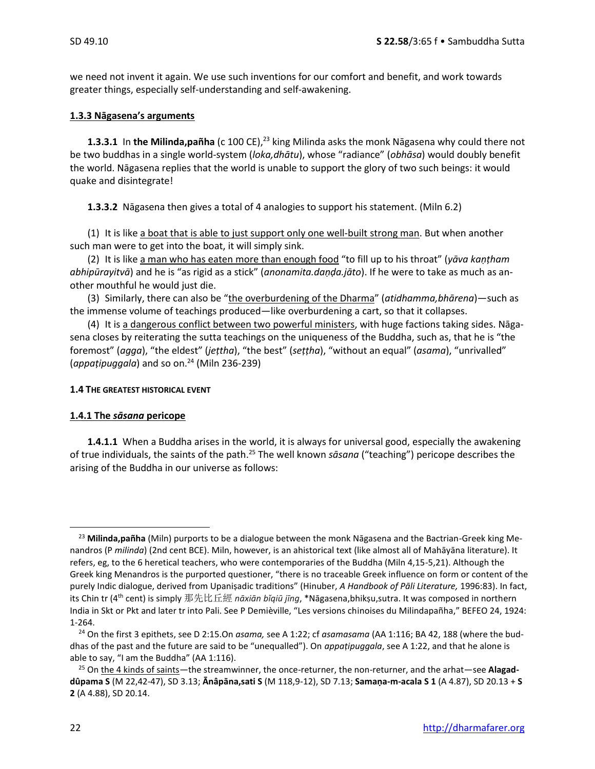we need not invent it again. We use such inventions for our comfort and benefit, and work towards greater things, especially self-understanding and self-awakening.

#### 1.3.3 Nāgasena's arguments

**1.3.3.1** In **the Milinda,pañha** (c 100 CE),[23] king Milinda asks the monk Nāgasena why could there not be two buddhas in a single world-system (*loka,dhātu*), whose "radiance" (*obhāsa*) would doubly benefit the world. Nāgasena replies that the world is unable to support the glory of two such beings: it would quake and disintegrate!

**1.3.3.2** Nāgasena then gives a total of 4 analogies to support his statement. (Miln 6.2)

(1) It is like a boat that is able to just support only one well-built strong man. But when another such man were to get into the boat, it will simply sink.

(2) It is like a man who has eaten more than enough food "to fill up to his throat" (*yāva kaṇṭham abhipūrayitvā*) and he is "as rigid as a stick" (*anonamita.daṇḍa.jāto*). If he were to take as much as another mouthful he would just die.

(3) Similarly, there can also be "the overburdening of the Dharma" (*atidhamma,bhārena*)—such as the immense volume of teachings produced—like overburdening a cart, so that it collapses.

(4) It is a dangerous conflict between two powerful ministers, with huge factions taking sides. Nāgasena closes by reiterating the sutta teachings on the uniqueness of the Buddha, such as, that he is "the foremost" (*agga*), "the eldest" (*jeṭṭha*), "the best" (*seṭṭha*), "without an equal" (*asama*), "unrivalled" (*appaṭipuggala*) and so on.[24] (Miln 236-239)

### 1.4 The greatest historical event

#### 1.4.1 The *sāsana* pericope

**1.4.1.1** When a Buddha arises in the world, it is always for universal good, especially the awakening of true individuals, the saints of the path.[25] The well known *sāsana* ("teaching") pericope describes the arising of the Buddha in our universe as follows:

---

[23] **Milinda,pañha** (Miln) purports to be a dialogue between the monk Nāgasena and the Bactrian-Greek king Menandros (P *milinda*) (2nd cent BCE). Miln, however, is an ahistorical text (like almost all of Mahāyāna literature). It refers, eg, to the 6 heretical teachers, who were contemporaries of the Buddha (Miln 4,15-5,21). Although the Greek king Menandros is the purported questioner, "there is no traceable Greek influence on form or content of the purely Indic dialogue, derived from Upaniṣadic traditions" (Hinuber, *A Handbook of Pāli Literature,* 1996:83). In fact, its Chin tr (4th cent) is simply 那先比丘經 *nāxiān bǐqiū jīng*, *Nāgasena,bhikṣu,sutra. It was composed in northern India in Skt or Pkt and later tr into Pali. See P Demièville, "Les versions chinoises du Milindapañha," BEFEO 24, 1924: 1-264.

[24] On the first 3 epithets, see D 2:15.On *asama,* see A 1:22; cf *asamasama* (AA 1:116; BA 42, 188 (where the buddhas of the past and the future are said to be "unequalled"). On *appaṭipuggala*, see A 1:22, and that he alone is able to say, "I am the Buddha" (AA 1:116).

[25] On the 4 kinds of saints—the streamwinner, the once-returner, the non-returner, and the arhat—see **Alagaddûpama S** (M 22,42-47), SD 3.13; **Ānâpāna,sati S** (M 118,9-12), SD 7.13; **Samaṇa-m-acala S 1** (A 4.87), SD 20.13 + **S 2** (A 4.88), SD 20.14.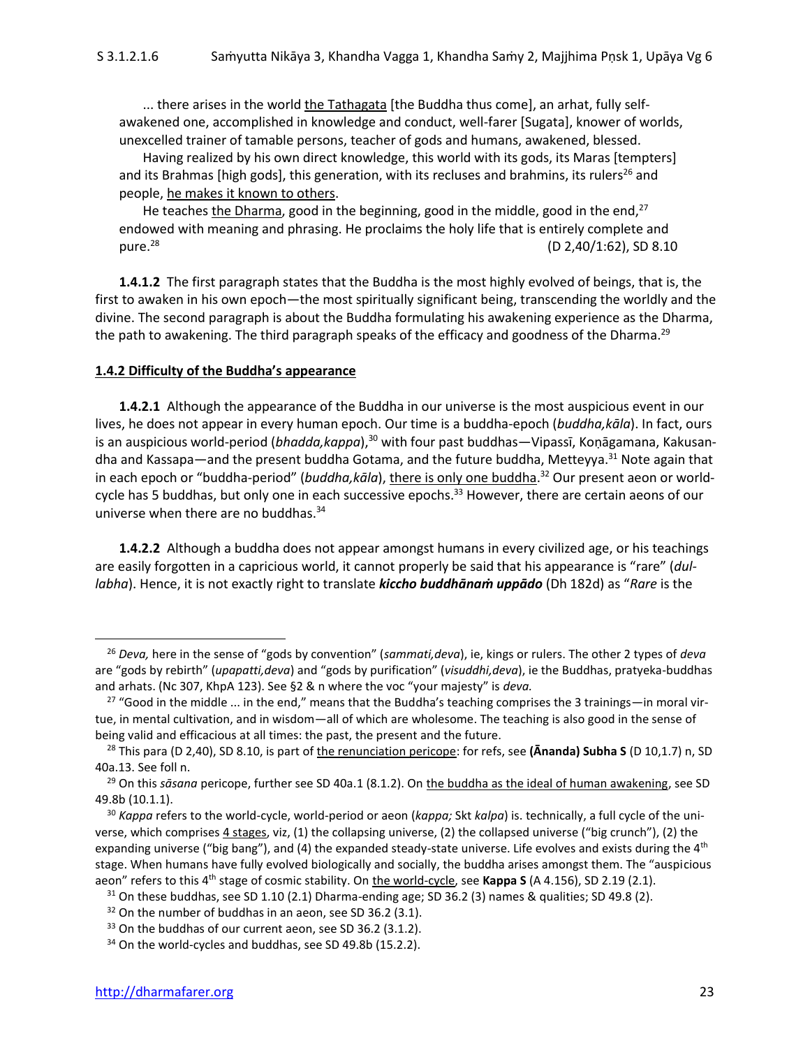... there arises in the world <u>the Tathagata</u> [the Buddha thus come], an arhat, fully self-awakened one, accomplished in knowledge and conduct, well-farer [Sugata], knower of worlds, unexcelled trainer of tamable persons, teacher of gods and humans, awakened, blessed.

Having realized by his own direct knowledge, this world with its gods, its Maras [tempters] and its Brahmas [high gods], this generation, with its recluses and brahmins, its rulers[26] and people, <u>he makes it known to others</u>.

He teaches <u>the Dharma</u>, good in the beginning, good in the middle, good in the end,[27] endowed with meaning and phrasing. He proclaims the holy life that is entirely complete and pure.[28] (D 2,40/1:62), SD 8.10

**1.4.1.2** The first paragraph states that the Buddha is the most highly evolved of beings, that is, the first to awaken in his own epoch—the most spiritually significant being, transcending the worldly and the divine. The second paragraph is about the Buddha formulating his awakening experience as the Dharma, the path to awakening. The third paragraph speaks of the efficacy and goodness of the Dharma.[29]

**<u>1.4.2 Difficulty of the Buddha's appearance</u>**

**1.4.2.1** Although the appearance of the Buddha in our universe is the most auspicious event in our lives, he does not appear in every human epoch. Our time is a buddha-epoch (*buddha,kāla*). In fact, ours is an auspicious world-period (*bhadda,kappa*),[30] with four past buddhas—Vipassī, Koṇāgamana, Kakusandha and Kassapa—and the present buddha Gotama, and the future buddha, Metteyya.[31] Note again that in each epoch or "buddha-period" (*buddha,kāla*), <u>there is only one buddha</u>.[32] Our present aeon or world-cycle has 5 buddhas, but only one in each successive epochs.[33] However, there are certain aeons of our universe when there are no buddhas.[34]

**1.4.2.2** Although a buddha does not appear amongst humans in every civilized age, or his teachings are easily forgotten in a capricious world, it cannot properly be said that his appearance is "rare" (*dul-labha*). Hence, it is not exactly right to translate ***kiccho buddhānaṁ uppādo*** (Dh 182d) as "*Rare* is the

---

[26] *Deva,* here in the sense of "gods by convention" (*sammati,deva*), ie, kings or rulers. The other 2 types of *deva* are "gods by rebirth" (*upapatti,deva*) and "gods by purification" (*visuddhi,deva*), ie the Buddhas, pratyeka-buddhas and arhats. (Nc 307, KhpA 123). See §2 & n where the voc "your majesty" is *deva.*

[27] "Good in the middle ... in the end," means that the Buddha's teaching comprises the 3 trainings—in moral virtue, in mental cultivation, and in wisdom—all of which are wholesome. The teaching is also good in the sense of being valid and efficacious at all times: the past, the present and the future.

[28] This para (D 2,40), SD 8.10, is part of <u>the renunciation pericope</u>: for refs, see **(Ānanda) Subha S** (D 10,1.7) n, SD 40a.13. See foll n.

[29] On this *sāsana* pericope, further see SD 40a.1 (8.1.2). On <u>the buddha as the ideal of human awakening</u>, see SD 49.8b (10.1.1).

[30] *Kappa* refers to the world-cycle, world-period or aeon (*kappa;* Skt *kalpa*) is. technically, a full cycle of the universe, which comprises <u>4 stages</u>, viz, (1) the collapsing universe, (2) the collapsed universe ("big crunch"), (2) the expanding universe ("big bang"), and (4) the expanded steady-state universe. Life evolves and exists during the 4th stage. When humans have fully evolved biologically and socially, the buddha arises amongst them. The "auspicious aeon" refers to this 4th stage of cosmic stability. On <u>the world-cycle</u>, see **Kappa S** (A 4.156), SD 2.19 (2.1).

[31] On these buddhas, see SD 1.10 (2.1) Dharma-ending age; SD 36.2 (3) names & qualities; SD 49.8 (2).

[32] On the number of buddhas in an aeon, see SD 36.2 (3.1).

[33] On the buddhas of our current aeon, see SD 36.2 (3.1.2).

[34] On the world-cycles and buddhas, see SD 49.8b (15.2.2).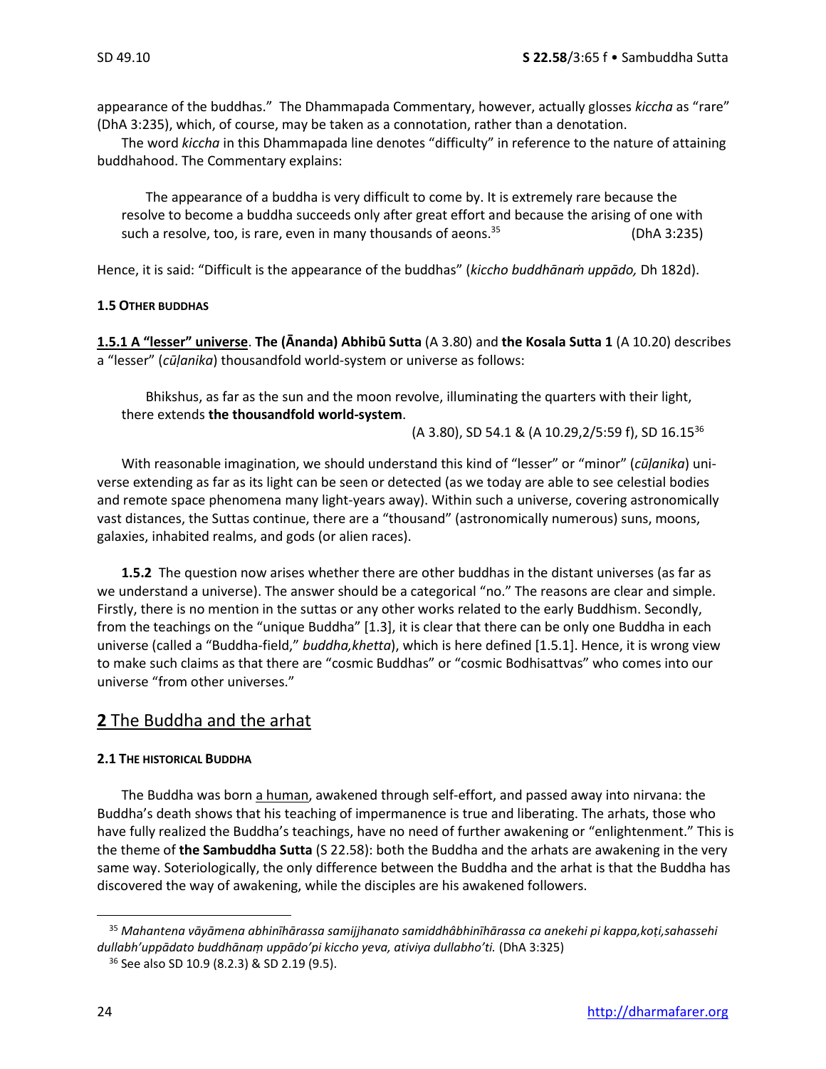appearance of the buddhas." The Dhammapada Commentary, however, actually glosses *kiccha* as "rare" (DhA 3:235), which, of course, may be taken as a connotation, rather than a denotation.

The word *kiccha* in this Dhammapada line denotes "difficulty" in reference to the nature of attaining buddhahood. The Commentary explains:

> The appearance of a buddha is very difficult to come by. It is extremely rare because the resolve to become a buddha succeeds only after great effort and because the arising of one with such a resolve, too, is rare, even in many thousands of aeons.[35] (DhA 3:235)

Hence, it is said: "Difficult is the appearance of the buddhas" (*kiccho buddhānaṁ uppādo,* Dh 182d).

#### 1.5 OTHER BUDDHAS

**1.5.1 A "lesser" universe**. **The (Ānanda) Abhibū Sutta** (A 3.80) and **the Kosala Sutta 1** (A 10.20) describes a "lesser" (*cūḷanika*) thousandfold world-system or universe as follows:

> Bhikshus, as far as the sun and the moon revolve, illuminating the quarters with their light, there extends **the thousandfold world-system**.
>
> (A 3.80), SD 54.1 & (A 10.29,2/5:59 f), SD 16.15[36]

With reasonable imagination, we should understand this kind of "lesser" or "minor" (*cūḷanika*) universe extending as far as its light can be seen or detected (as we today are able to see celestial bodies and remote space phenomena many light-years away). Within such a universe, covering astronomically vast distances, the Suttas continue, there are a "thousand" (astronomically numerous) suns, moons, galaxies, inhabited realms, and gods (or alien races).

**1.5.2** The question now arises whether there are other buddhas in the distant universes (as far as we understand a universe). The answer should be a categorical "no." The reasons are clear and simple. Firstly, there is no mention in the suttas or any other works related to the early Buddhism. Secondly, from the teachings on the "unique Buddha" [1.3], it is clear that there can be only one Buddha in each universe (called a "Buddha-field," *buddha,khetta*), which is here defined [1.5.1]. Hence, it is wrong view to make such claims as that there are "cosmic Buddhas" or "cosmic Bodhisattvas" who comes into our universe "from other universes."

## 2 The Buddha and the arhat

#### 2.1 THE HISTORICAL BUDDHA

The Buddha was born a human, awakened through self-effort, and passed away into nirvana: the Buddha's death shows that his teaching of impermanence is true and liberating. The arhats, those who have fully realized the Buddha's teachings, have no need of further awakening or "enlightenment." This is the theme of **the Sambuddha Sutta** (S 22.58): both the Buddha and the arhats are awakening in the very same way. Soteriologically, the only difference between the Buddha and the arhat is that the Buddha has discovered the way of awakening, while the disciples are his awakened followers.

---

[35] *Mahantena vāyāmena abhinīhārassa samijjhanato samiddhâbhinīhārassa ca anekehi pi kappa,koṭi,sahassehi dullabh'uppādato buddhānaṃ uppādo'pi kiccho yeva, ativiya dullabho'ti.* (DhA 3:325)

[36] See also SD 10.9 (8.2.3) & SD 2.19 (9.5).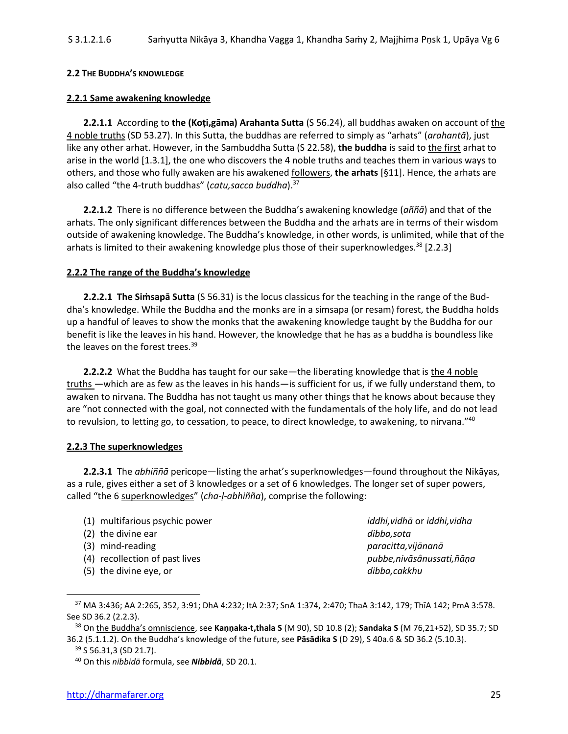**2.2 THE BUDDHA'S KNOWLEDGE**

**2.2.1 Same awakening knowledge**

**2.2.1.1** According to **the (Koṭi,gāma) Arahanta Sutta** (S 56.24), all buddhas awaken on account of the 4 noble truths (SD 53.27). In this Sutta, the buddhas are referred to simply as "arhats" (*arahantā*), just like any other arhat. However, in the Sambuddha Sutta (S 22.58), **the buddha** is said to the first arhat to arise in the world [1.3.1], the one who discovers the 4 noble truths and teaches them in various ways to others, and those who fully awaken are his awakened followers, **the arhats** [§11]. Hence, the arhats are also called "the 4-truth buddhas" (*catu,sacca buddha*).[37]

**2.2.1.2** There is no difference between the Buddha's awakening knowledge (*aññā*) and that of the arhats. The only significant differences between the Buddha and the arhats are in terms of their wisdom outside of awakening knowledge. The Buddha's knowledge, in other words, is unlimited, while that of the arhats is limited to their awakening knowledge plus those of their superknowledges.[38] [2.2.3]

**2.2.2 The range of the Buddha's knowledge**

**2.2.2.1** **The Siṁsapā Sutta** (S 56.31) is the locus classicus for the teaching in the range of the Buddha's knowledge. While the Buddha and the monks are in a simsapa (or resam) forest, the Buddha holds up a handful of leaves to show the monks that the awakening knowledge taught by the Buddha for our benefit is like the leaves in his hand. However, the knowledge that he has as a buddha is boundless like the leaves on the forest trees.[39]

**2.2.2.2** What the Buddha has taught for our sake—the liberating knowledge that is the 4 noble truths —which are as few as the leaves in his hands—is sufficient for us, if we fully understand them, to awaken to nirvana. The Buddha has not taught us many other things that he knows about because they are "not connected with the goal, not connected with the fundamentals of the holy life, and do not lead to revulsion, to letting go, to cessation, to peace, to direct knowledge, to awakening, to nirvana."[40]

**2.2.3 The superknowledges**

**2.2.3.1** The *abhiññā* pericope—listing the arhat's superknowledges—found throughout the Nikāyas, as a rule, gives either a set of 3 knowledges or a set of 6 knowledges. The longer set of super powers, called "the 6 superknowledges" (*cha-ḷ-abhiñña*), comprise the following:

| | |
|---|---|
| (1) multifarious psychic power | *iddhi,vidhā* or *iddhi,vidha* |
| (2) the divine ear | *dibba,sota* |
| (3) mind-reading | *paracitta,vijānanā* |
| (4) recollection of past lives | *pubbe,nivāsânussati,ñāṇa* |
| (5) the divine eye, or | *dibba,cakkhu* |

---

[37] MA 3:436; AA 2:265, 352, 3:91; DhA 4:232; ItA 2:37; SnA 1:374, 2:470; ThaA 3:142, 179; ThīA 142; PmA 3:578. See SD 36.2 (2.2.3).

[38] On the Buddha's omniscience, see **Kaṇṇaka-t,thala S** (M 90), SD 10.8 (2); **Sandaka S** (M 76,21+52), SD 35.7; SD 36.2 (5.1.1.2). On the Buddha's knowledge of the future, see **Pāsādika S** (D 29), S 40a.6 & SD 36.2 (5.10.3).

[39] S 56.31,3 (SD 21.7).

[40] On this *nibbidā* formula, see ***Nibbidā***, SD 20.1.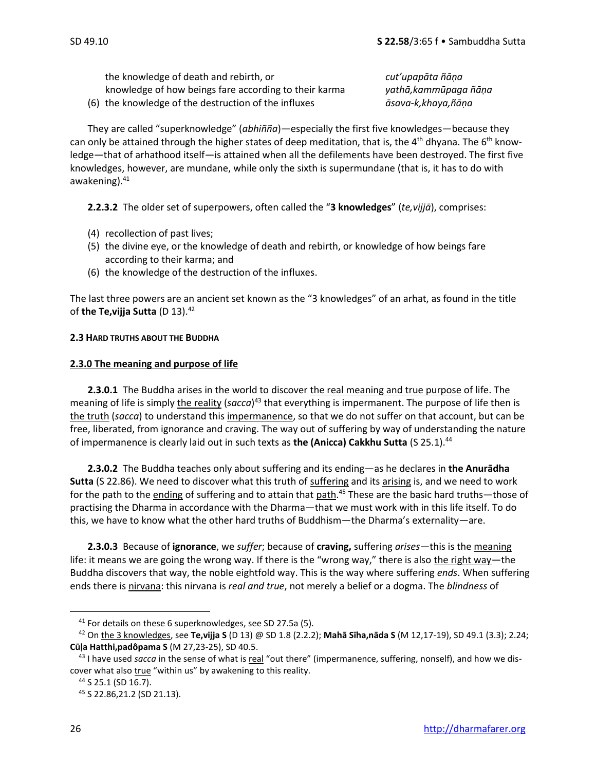the knowledge of death and rebirth, or *cut'upapāta ñāṇa*
knowledge of how beings fare according to their karma *yathā,kammūpaga ñāṇa*

(6) the knowledge of the destruction of the influxes *āsava-k,khaya,ñāṇa*

They are called "superknowledge" (*abhiññā*)—especially the first five knowledges—because they can only be attained through the higher states of deep meditation, that is, the 4th dhyana. The 6th knowledge—that of arhathood itself—is attained when all the defilements have been destroyed. The first five knowledges, however, are mundane, while only the sixth is supermundane (that is, it has to do with awakening).[41]

**2.2.3.2** The older set of superpowers, often called the "**3 knowledges**" (*te,vijjā*), comprises:

(4) recollection of past lives;
(5) the divine eye, or the knowledge of death and rebirth, or knowledge of how beings fare according to their karma; and
(6) the knowledge of the destruction of the influxes.

The last three powers are an ancient set known as the "3 knowledges" of an arhat, as found in the title of **the Te,vijja Sutta** (D 13).[42]

### 2.3 HARD TRUTHS ABOUT THE BUDDHA

#### 2.3.0 The meaning and purpose of life

**2.3.0.1** The Buddha arises in the world to discover the real meaning and true purpose of life. The meaning of life is simply the reality (*sacca*)[43] that everything is impermanent. The purpose of life then is the truth (*sacca*) to understand this impermanence, so that we do not suffer on that account, but can be free, liberated, from ignorance and craving. The way out of suffering by way of understanding the nature of impermanence is clearly laid out in such texts as **the (Anicca) Cakkhu Sutta** (S 25.1).[44]

**2.3.0.2** The Buddha teaches only about suffering and its ending—as he declares in **the Anurādha Sutta** (S 22.86). We need to discover what this truth of suffering and its arising is, and we need to work for the path to the ending of suffering and to attain that path.[45] These are the basic hard truths—those of practising the Dharma in accordance with the Dharma—that we must work with in this life itself. To do this, we have to know what the other hard truths of Buddhism—the Dharma's externality—are.

**2.3.0.3** Because of **ignorance**, we *suffer*; because of **craving,** suffering *arises*—this is the meaning life: it means we are going the wrong way. If there is the "wrong way," there is also the right way—the Buddha discovers that way, the noble eightfold way. This is the way where suffering *ends*. When suffering ends there is nirvana: this nirvana is *real and true*, not merely a belief or a dogma. The *blindness* of

---

[41] For details on these 6 superknowledges, see SD 27.5a (5).

[42] On the 3 knowledges, see **Te,vijja S** (D 13) @ SD 1.8 (2.2.2); **Mahā Sīha,nāda S** (M 12,17-19), SD 49.1 (3.3); 2.24; **Cūḷa Hatthi,padôpama S** (M 27,23-25), SD 40.5.

[43] I have used *sacca* in the sense of what is real "out there" (impermanence, suffering, nonself), and how we discover what also true "within us" by awakening to this reality.

[44] S 25.1 (SD 16.7).

[45] S 22.86,21.2 (SD 21.13).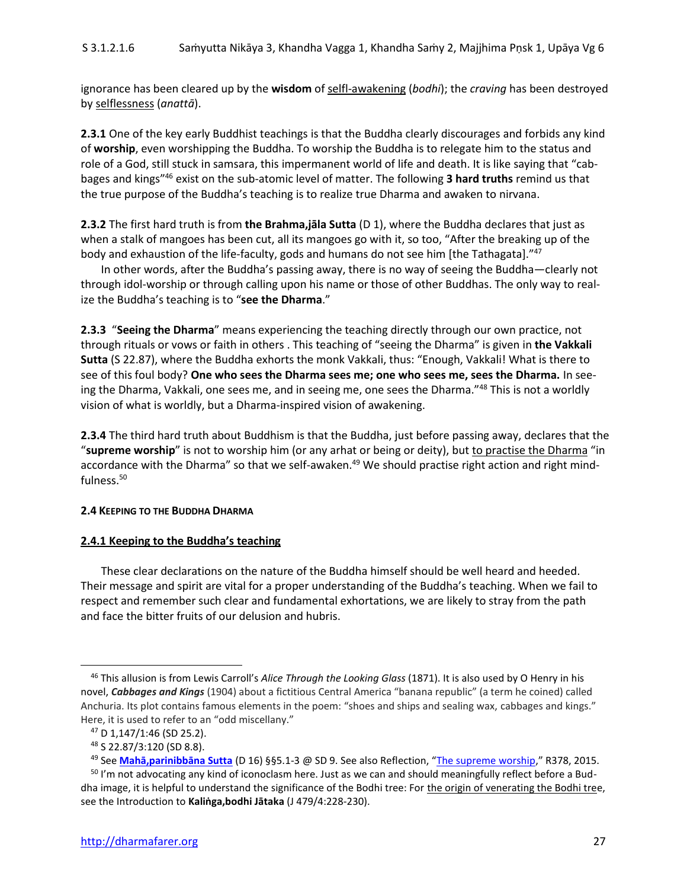ignorance has been cleared up by the **wisdom** of selfl-awakening (*bodhi*); the *craving* has been destroyed by selflessness (*anattā*).

**2.3.1** One of the key early Buddhist teachings is that the Buddha clearly discourages and forbids any kind of **worship**, even worshipping the Buddha. To worship the Buddha is to relegate him to the status and role of a God, still stuck in samsara, this impermanent world of life and death. It is like saying that "cabbages and kings"[46] exist on the sub-atomic level of matter. The following **3 hard truths** remind us that the true purpose of the Buddha's teaching is to realize true Dharma and awaken to nirvana.

**2.3.2** The first hard truth is from **the Brahma,jāla Sutta** (D 1), where the Buddha declares that just as when a stalk of mangoes has been cut, all its mangoes go with it, so too, "After the breaking up of the body and exhaustion of the life-faculty, gods and humans do not see him [the Tathagata]."[47]

In other words, after the Buddha's passing away, there is no way of seeing the Buddha—clearly not through idol-worship or through calling upon his name or those of other Buddhas. The only way to realize the Buddha's teaching is to "**see the Dharma**."

**2.3.3** "**Seeing the Dharma**" means experiencing the teaching directly through our own practice, not through rituals or vows or faith in others . This teaching of "seeing the Dharma" is given in **the Vakkali Sutta** (S 22.87), where the Buddha exhorts the monk Vakkali, thus: "Enough, Vakkali! What is there to see of this foul body? **One who sees the Dharma sees me; one who sees me, sees the Dharma.** In seeing the Dharma, Vakkali, one sees me, and in seeing me, one sees the Dharma."[48] This is not a worldly vision of what is worldly, but a Dharma-inspired vision of awakening.

**2.3.4** The third hard truth about Buddhism is that the Buddha, just before passing away, declares that the "**supreme worship**" is not to worship him (or any arhat or being or deity), but to practise the Dharma "in accordance with the Dharma" so that we self-awaken.[49] We should practise right action and right mindfulness.[50]

#### 2.4 KEEPING TO THE BUDDHA DHARMA

##### 2.4.1 Keeping to the Buddha's teaching

These clear declarations on the nature of the Buddha himself should be well heard and heeded. Their message and spirit are vital for a proper understanding of the Buddha's teaching. When we fail to respect and remember such clear and fundamental exhortations, we are likely to stray from the path and face the bitter fruits of our delusion and hubris.

---

[46] This allusion is from Lewis Carroll's *Alice Through the Looking Glass* (1871). It is also used by O Henry in his novel, ***Cabbages and Kings*** (1904) about a fictitious Central America "banana republic" (a term he coined) called Anchuria. Its plot contains famous elements in the poem: "shoes and ships and sealing wax, cabbages and kings." Here, it is used to refer to an "odd miscellany."

[47] D 1,147/1:46 (SD 25.2).

[48] S 22.87/3:120 (SD 8.8).

[49] See **Mahā,parinibbāna Sutta** (D 16) §§5.1-3 @ SD 9. See also Reflection, "The supreme worship," R378, 2015.

[50] I'm not advocating any kind of iconoclasm here. Just as we can and should meaningfully reflect before a Buddha image, it is helpful to understand the significance of the Bodhi tree: For the origin of venerating the Bodhi tree, see the Introduction to **Kaliṅga,bodhi Jātaka** (J 479/4:228-230).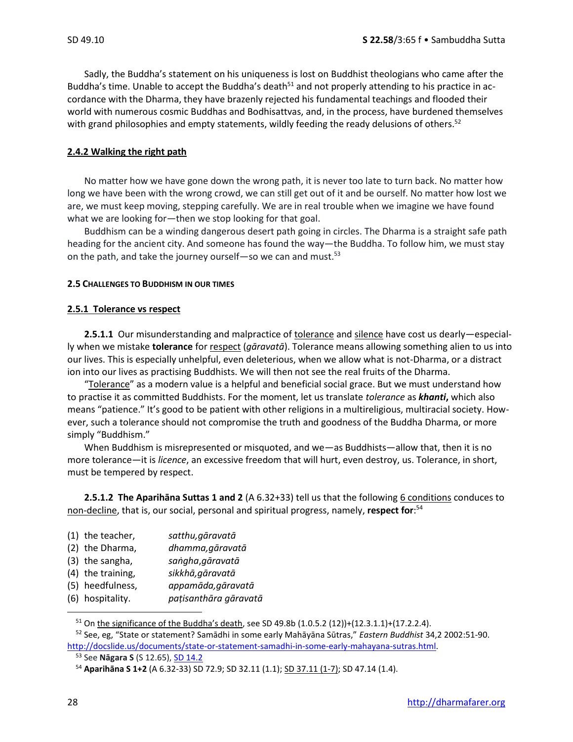Sadly, the Buddha's statement on his uniqueness is lost on Buddhist theologians who came after the Buddha's time. Unable to accept the Buddha's death[51] and not properly attending to his practice in accordance with the Dharma, they have brazenly rejected his fundamental teachings and flooded their world with numerous cosmic Buddhas and Bodhisattvas, and, in the process, have burdened themselves with grand philosophies and empty statements, wildly feeding the ready delusions of others.[52]

#### 2.4.2 Walking the right path

No matter how we have gone down the wrong path, it is never too late to turn back. No matter how long we have been with the wrong crowd, we can still get out of it and be ourself. No matter how lost we are, we must keep moving, stepping carefully. We are in real trouble when we imagine we have found what we are looking for—then we stop looking for that goal.

Buddhism can be a winding dangerous desert path going in circles. The Dharma is a straight safe path heading for the ancient city. And someone has found the way—the Buddha. To follow him, we must stay on the path, and take the journey ourself—so we can and must.[53]

### 2.5 CHALLENGES TO BUDDHISM IN OUR TIMES

#### 2.5.1 Tolerance vs respect

**2.5.1.1** Our misunderstanding and malpractice of tolerance and silence have cost us dearly—especially when we mistake **tolerance** for respect (*gāravatā*). Tolerance means allowing something alien to us into our lives. This is especially unhelpful, even deleterious, when we allow what is not-Dharma, or a distraction into our lives as practising Buddhists. We will then not see the real fruits of the Dharma.

"Tolerance" as a modern value is a helpful and beneficial social grace. But we must understand how to practise it as committed Buddhists. For the moment, let us translate *tolerance* as ***khanti*,** which also means "patience." It's good to be patient with other religions in a multireligious, multiracial society. However, such a tolerance should not compromise the truth and goodness of the Buddha Dharma, or more simply "Buddhism."

When Buddhism is misrepresented or misquoted, and we—as Buddhists—allow that, then it is no more tolerance—it is *licence*, an excessive freedom that will hurt, even destroy, us. Tolerance, in short, must be tempered by respect.

**2.5.1.2 The Aparihāna Suttas 1 and 2** (A 6.32+33) tell us that the following 6 conditions conduces to non-decline, that is, our social, personal and spiritual progress, namely, **respect for**:[54]

(1) the teacher, *satthu,gāravatā*
(2) the Dharma, *dhamma,gāravatā*
(3) the sangha, *saṅgha,gāravatā*
(4) the training, *sikkhā,gāravatā*
(5) heedfulness, *appamāda,gāravatā*
(6) hospitality. *paṭisanthāra gāravatā*

---

[51] On the significance of the Buddha's death, see SD 49.8b (1.0.5.2 (12))+(12.3.1.1)+(17.2.2.4).

[52] See, eg, "State or statement? Samādhi in some early Mahāyāna Sūtras," *Eastern Buddhist* 34,2 2002:51-90. http://docslide.us/documents/state-or-statement-samadhi-in-some-early-mahayana-sutras.html.

[53] See **Nāgara S** (S 12.65), SD 14.2

[54] **Aparihāna S 1+2** (A 6.32-33) SD 72.9; SD 32.11 (1.1); SD 37.11 (1-7); SD 47.14 (1.4).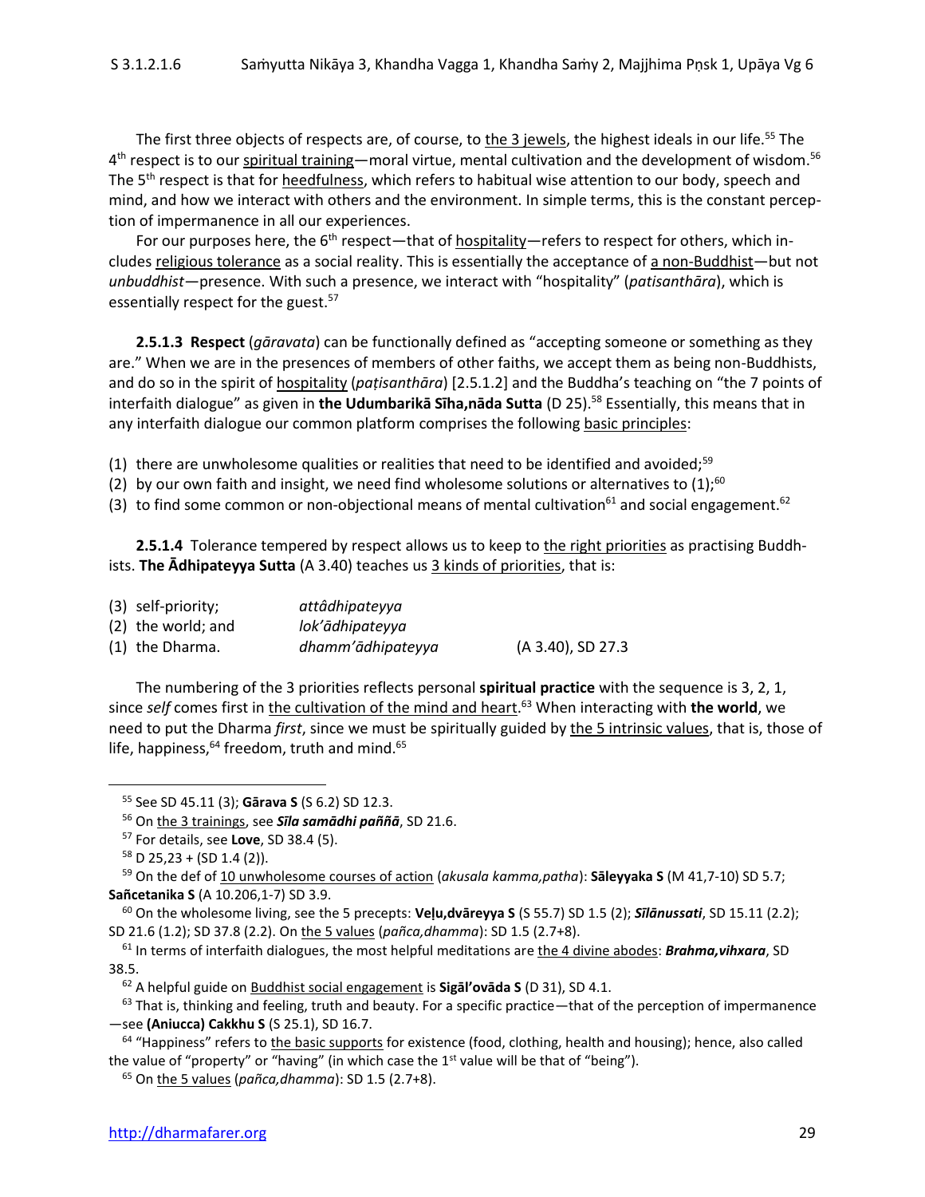The first three objects of respects are, of course, to the 3 jewels, the highest ideals in our life.[55] The 4th respect is to our spiritual training—moral virtue, mental cultivation and the development of wisdom.[56] The 5th respect is that for heedfulness, which refers to habitual wise attention to our body, speech and mind, and how we interact with others and the environment. In simple terms, this is the constant perception of impermanence in all our experiences.

For our purposes here, the 6th respect—that of hospitality—refers to respect for others, which includes religious tolerance as a social reality. This is essentially the acceptance of a non-Buddhist—but not *unbuddhist*—presence. With such a presence, we interact with "hospitality" (*patisanthāra*), which is essentially respect for the guest.[57]

**2.5.1.3 Respect** (*gāravata*) can be functionally defined as "accepting someone or something as they are." When we are in the presences of members of other faiths, we accept them as being non-Buddhists, and do so in the spirit of hospitality (*paṭisanthāra*) [2.5.1.2] and the Buddha's teaching on "the 7 points of interfaith dialogue" as given in **the Udumbarikā Sīha,nāda Sutta** (D 25).[58] Essentially, this means that in any interfaith dialogue our common platform comprises the following basic principles:

(1) there are unwholesome qualities or realities that need to be identified and avoided;[59]
(2) by our own faith and insight, we need find wholesome solutions or alternatives to (1);[60]
(3) to find some common or non-objectional means of mental cultivation[61] and social engagement.[62]

**2.5.1.4** Tolerance tempered by respect allows us to keep to the right priorities as practising Buddhists. **The Ādhipateyya Sutta** (A 3.40) teaches us 3 kinds of priorities, that is:

| | | |
|---|---|---|
| (3) self-priority; | *attâdhipateyya* | |
| (2) the world; and | *lok'ādhipateyya* | |
| (1) the Dharma. | *dhamm'ādhipateyya* | (A 3.40), SD 27.3 |

The numbering of the 3 priorities reflects personal **spiritual practice** with the sequence is 3, 2, 1, since *self* comes first in the cultivation of the mind and heart.[63] When interacting with **the world**, we need to put the Dharma *first*, since we must be spiritually guided by the 5 intrinsic values, that is, those of life, happiness,[64] freedom, truth and mind.[65]

---

[55] See SD 45.11 (3); **Gārava S** (S 6.2) SD 12.3.

[56] On the 3 trainings, see ***Sīla samādhi paññā***, SD 21.6.

[57] For details, see **Love**, SD 38.4 (5).

[58] D 25,23 + (SD 1.4 (2)).

[59] On the def of 10 unwholesome courses of action (*akusala kamma,patha*): **Sāleyyaka S** (M 41,7-10) SD 5.7; **Sañcetanika S** (A 10.206,1-7) SD 3.9.

[60] On the wholesome living, see the 5 precepts: **Veḷu,dvāreyya S** (S 55.7) SD 1.5 (2); ***Sīlānussati***, SD 15.11 (2.2); SD 21.6 (1.2); SD 37.8 (2.2). On the 5 values (*pañca,dhamma*): SD 1.5 (2.7+8).

[61] In terms of interfaith dialogues, the most helpful meditations are the 4 divine abodes: ***Brahma,vihxara***, SD 38.5.

[62] A helpful guide on Buddhist social engagement is **Sigāl'ovāda S** (D 31), SD 4.1.

[63] That is, thinking and feeling, truth and beauty. For a specific practice—that of the perception of impermanence—see **(Aniucca) Cakkhu S** (S 25.1), SD 16.7.

[64] "Happiness" refers to the basic supports for existence (food, clothing, health and housing); hence, also called the value of "property" or "having" (in which case the 1st value will be that of "being").

[65] On the 5 values (*pañca,dhamma*): SD 1.5 (2.7+8).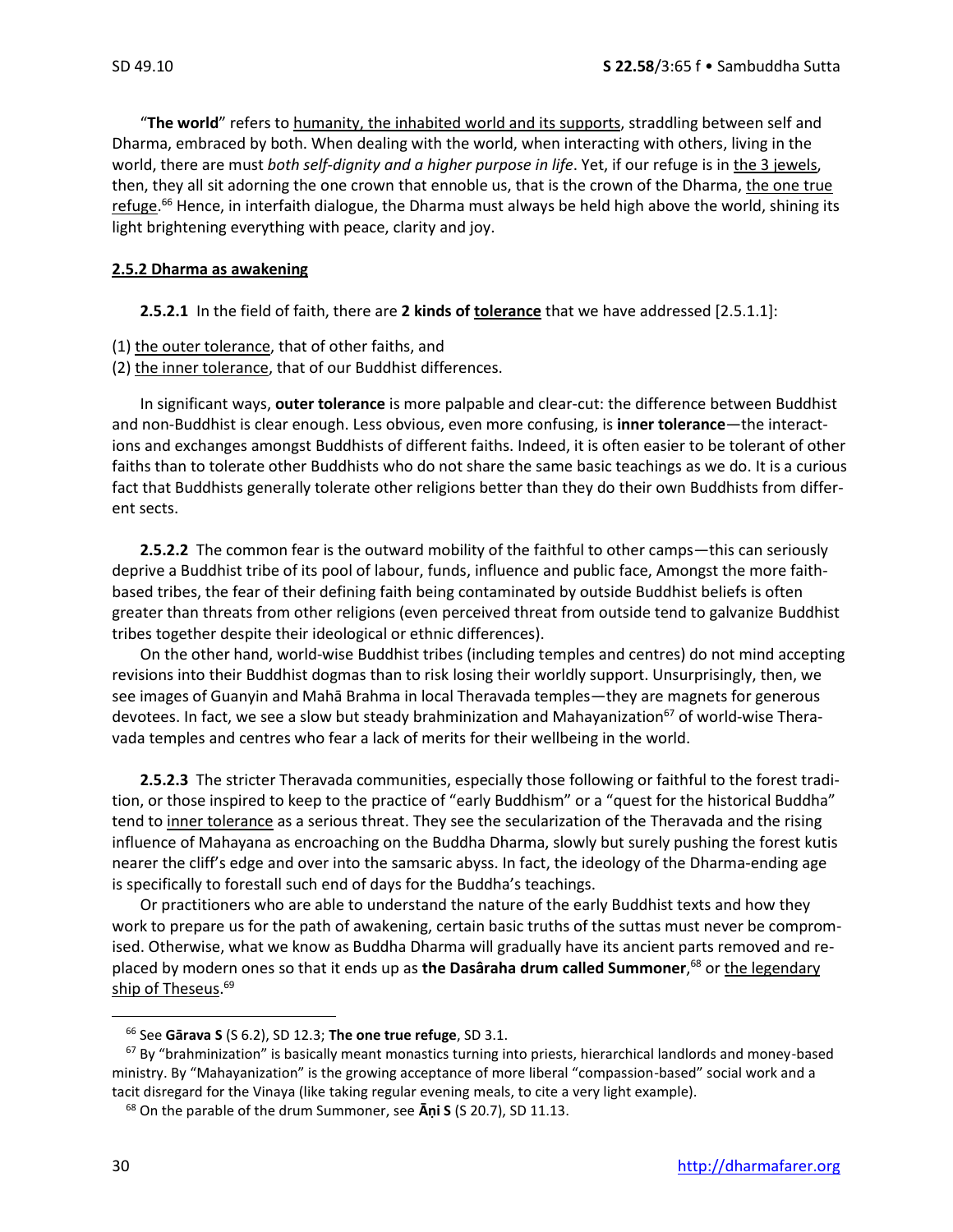"**The world**" refers to humanity, the inhabited world and its supports, straddling between self and Dharma, embraced by both. When dealing with the world, when interacting with others, living in the world, there are must *both self-dignity and a higher purpose in life*. Yet, if our refuge is in the 3 jewels, then, they all sit adorning the one crown that ennoble us, that is the crown of the Dharma, the one true refuge.[66] Hence, in interfaith dialogue, the Dharma must always be held high above the world, shining its light brightening everything with peace, clarity and joy.

### 2.5.2 Dharma as awakening

**2.5.2.1** In the field of faith, there are **2 kinds of tolerance** that we have addressed [2.5.1.1]:

(1) the outer tolerance, that of other faiths, and
(2) the inner tolerance, that of our Buddhist differences.

In significant ways, **outer tolerance** is more palpable and clear-cut: the difference between Buddhist and non-Buddhist is clear enough. Less obvious, even more confusing, is **inner tolerance**—the interactions and exchanges amongst Buddhists of different faiths. Indeed, it is often easier to be tolerant of other faiths than to tolerate other Buddhists who do not share the same basic teachings as we do. It is a curious fact that Buddhists generally tolerate other religions better than they do their own Buddhists from different sects.

**2.5.2.2** The common fear is the outward mobility of the faithful to other camps—this can seriously deprive a Buddhist tribe of its pool of labour, funds, influence and public face, Amongst the more faith-based tribes, the fear of their defining faith being contaminated by outside Buddhist beliefs is often greater than threats from other religions (even perceived threat from outside tend to galvanize Buddhist tribes together despite their ideological or ethnic differences).

On the other hand, world-wise Buddhist tribes (including temples and centres) do not mind accepting revisions into their Buddhist dogmas than to risk losing their worldly support. Unsurprisingly, then, we see images of Guanyin and Mahā Brahma in local Theravada temples—they are magnets for generous devotees. In fact, we see a slow but steady brahminization and Mahayanization[67] of world-wise Theravada temples and centres who fear a lack of merits for their wellbeing in the world.

**2.5.2.3** The stricter Theravada communities, especially those following or faithful to the forest tradition, or those inspired to keep to the practice of "early Buddhism" or a "quest for the historical Buddha" tend to inner tolerance as a serious threat. They see the secularization of the Theravada and the rising influence of Mahayana as encroaching on the Buddha Dharma, slowly but surely pushing the forest kutis nearer the cliff's edge and over into the samsaric abyss. In fact, the ideology of the Dharma-ending age is specifically to forestall such end of days for the Buddha's teachings.

Or practitioners who are able to understand the nature of the early Buddhist texts and how they work to prepare us for the path of awakening, certain basic truths of the suttas must never be compromised. Otherwise, what we know as Buddha Dharma will gradually have its ancient parts removed and replaced by modern ones so that it ends up as **the Dasâraha drum called Summoner**,[68] or the legendary ship of Theseus.[69]

---

[66] See **Gārava S** (S 6.2), SD 12.3; **The one true refuge**, SD 3.1.

[67] By "brahminization" is basically meant monastics turning into priests, hierarchical landlords and money-based ministry. By "Mahayanization" is the growing acceptance of more liberal "compassion-based" social work and a tacit disregard for the Vinaya (like taking regular evening meals, to cite a very light example).

[68] On the parable of the drum Summoner, see **Āṇi S** (S 20.7), SD 11.13.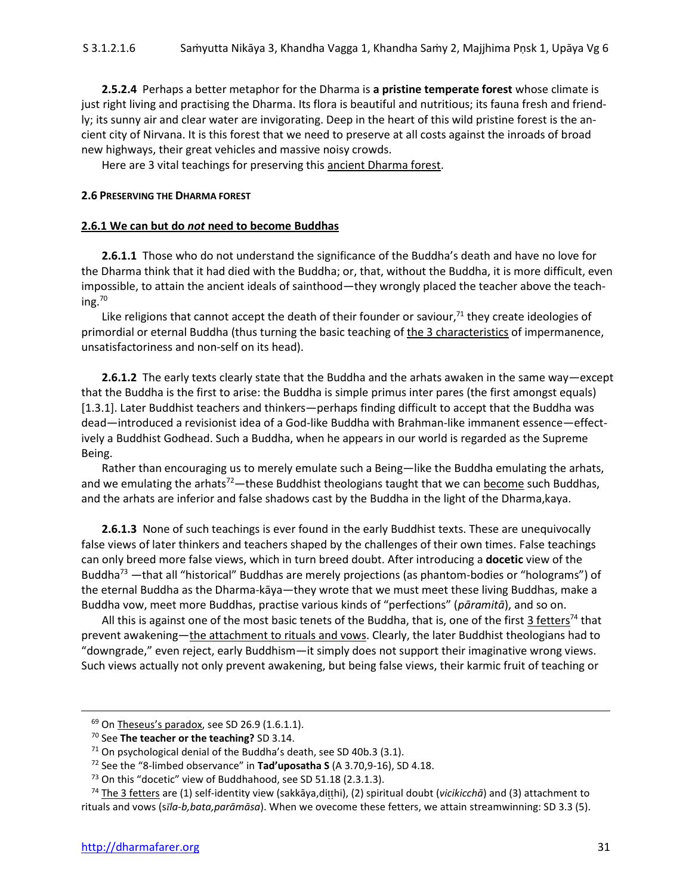**2.5.2.4** Perhaps a better metaphor for the Dharma is **a pristine temperate forest** whose climate is just right living and practising the Dharma. Its flora is beautiful and nutritious; its fauna fresh and friendly; its sunny air and clear water are invigorating. Deep in the heart of this wild pristine forest is the ancient city of Nirvana. It is this forest that we need to preserve at all costs against the inroads of broad new highways, their great vehicles and massive noisy crowds.

Here are 3 vital teachings for preserving this ancient Dharma forest.

#### 2.6 PRESERVING THE DHARMA FOREST

#### 2.6.1 We can but do *not* need to become Buddhas

**2.6.1.1** Those who do not understand the significance of the Buddha's death and have no love for the Dharma think that it had died with the Buddha; or, that, without the Buddha, it is more difficult, even impossible, to attain the ancient ideals of sainthood—they wrongly placed the teacher above the teaching.[70]

Like religions that cannot accept the death of their founder or saviour,[71] they create ideologies of primordial or eternal Buddha (thus turning the basic teaching of the 3 characteristics of impermanence, unsatisfactoriness and non-self on its head).

**2.6.1.2** The early texts clearly state that the Buddha and the arhats awaken in the same way—except that the Buddha is the first to arise: the Buddha is simple primus inter pares (the first amongst equals) [1.3.1]. Later Buddhist teachers and thinkers—perhaps finding difficult to accept that the Buddha was dead—introduced a revisionist idea of a God-like Buddha with Brahman-like immanent essence—effectively a Buddhist Godhead. Such a Buddha, when he appears in our world is regarded as the Supreme Being.

Rather than encouraging us to merely emulate such a Being—like the Buddha emulating the arhats, and we emulating the arhats[72]—these Buddhist theologians taught that we can become such Buddhas, and the arhats are inferior and false shadows cast by the Buddha in the light of the Dharma,kaya.

**2.6.1.3** None of such teachings is ever found in the early Buddhist texts. These are unequivocally false views of later thinkers and teachers shaped by the challenges of their own times. False teachings can only breed more false views, which in turn breed doubt. After introducing a **docetic** view of the Buddha[73] —that all "historical" Buddhas are merely projections (as phantom-bodies or "holograms") of the eternal Buddha as the Dharma-kāya—they wrote that we must meet these living Buddhas, make a Buddha vow, meet more Buddhas, practise various kinds of "perfections" (*pāramitā*), and so on.

All this is against one of the most basic tenets of the Buddha, that is, one of the first 3 fetters[74] that prevent awakening—the attachment to rituals and vows. Clearly, the later Buddhist theologians had to "downgrade," even reject, early Buddhism—it simply does not support their imaginative wrong views. Such views actually not only prevent awakening, but being false views, their karmic fruit of teaching or

---

[69] On Theseus's paradox, see SD 26.9 (1.6.1.1).

[70] See **The teacher or the teaching?** SD 3.14.

[71] On psychological denial of the Buddha's death, see SD 40b.3 (3.1).

[72] See the "8-limbed observance" in **Tad'uposatha S** (A 3.70,9-16), SD 4.18.

[73] On this "docetic" view of Buddhahood, see SD 51.18 (2.3.1.3).

[74] The 3 fetters are (1) self-identity view (sakkāya,diṭṭhi), (2) spiritual doubt (*vicikicchā*) and (3) attachment to rituals and vows (*sīla-b,bata,parāmāsa*). When we ovecome these fetters, we attain streamwinning: SD 3.3 (5).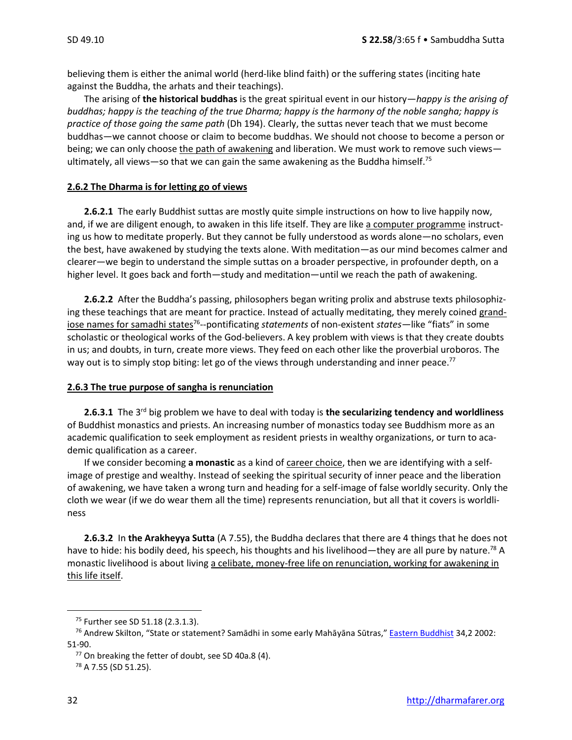believing them is either the animal world (herd-like blind faith) or the suffering states (inciting hate against the Buddha, the arhats and their teachings).

The arising of **the historical buddhas** is the great spiritual event in our history—*happy is the arising of buddhas; happy is the teaching of the true Dharma; happy is the harmony of the noble sangha; happy is practice of those going the same path* (Dh 194). Clearly, the suttas never teach that we must become buddhas—we cannot choose or claim to become buddhas. We should not choose to become a person or being; we can only choose <u>the path of awakening</u> and liberation. We must work to remove such views—ultimately, all views—so that we can gain the same awakening as the Buddha himself.[75]

### 2.6.2 The Dharma is for letting go of views

**2.6.2.1** The early Buddhist suttas are mostly quite simple instructions on how to live happily now, and, if we are diligent enough, to awaken in this life itself. They are like <u>a computer programme</u> instructing us how to meditate properly. But they cannot be fully understood as words alone—no scholars, even the best, have awakened by studying the texts alone. With meditation—as our mind becomes calmer and clearer—we begin to understand the simple suttas on a broader perspective, in profounder depth, on a higher level. It goes back and forth—study and meditation—until we reach the path of awakening.

**2.6.2.2** After the Buddha's passing, philosophers began writing prolix and abstruse texts philosophizing these teachings that are meant for practice. Instead of actually meditating, they merely coined <u>grandiose names for samadhi states</u>[76]--pontificating *statements* of non-existent *states*—like "fiats" in some scholastic or theological works of the God-believers. A key problem with views is that they create doubts in us; and doubts, in turn, create more views. They feed on each other like the proverbial uroboros. The way out is to simply stop biting: let go of the views through understanding and inner peace.[77]

### 2.6.3 The true purpose of sangha is renunciation

**2.6.3.1** The 3rd big problem we have to deal with today is **the secularizing tendency and worldliness** of Buddhist monastics and priests. An increasing number of monastics today see Buddhism more as an academic qualification to seek employment as resident priests in wealthy organizations, or turn to academic qualification as a career.

If we consider becoming **a monastic** as a kind of <u>career choice</u>, then we are identifying with a self-image of prestige and wealthy. Instead of seeking the spiritual security of inner peace and the liberation of awakening, we have taken a wrong turn and heading for a self-image of false worldly security. Only the cloth we wear (if we do wear them all the time) represents renunciation, but all that it covers is worldliness

**2.6.3.2** In **the Arakheyya Sutta** (A 7.55), the Buddha declares that there are 4 things that he does not have to hide: his bodily deed, his speech, his thoughts and his livelihood—they are all pure by nature.[78] A monastic livelihood is about living <u>a celibate, money-free life on renunciation, working for awakening in this life itself</u>.

---

[75] Further see SD 51.18 (2.3.1.3).

[76] Andrew Skilton, "State or statement? Samādhi in some early Mahāyāna Sūtras," Eastern Buddhist 34,2 2002: 51-90.

[77] On breaking the fetter of doubt, see SD 40a.8 (4).

[78] A 7.55 (SD 51.25).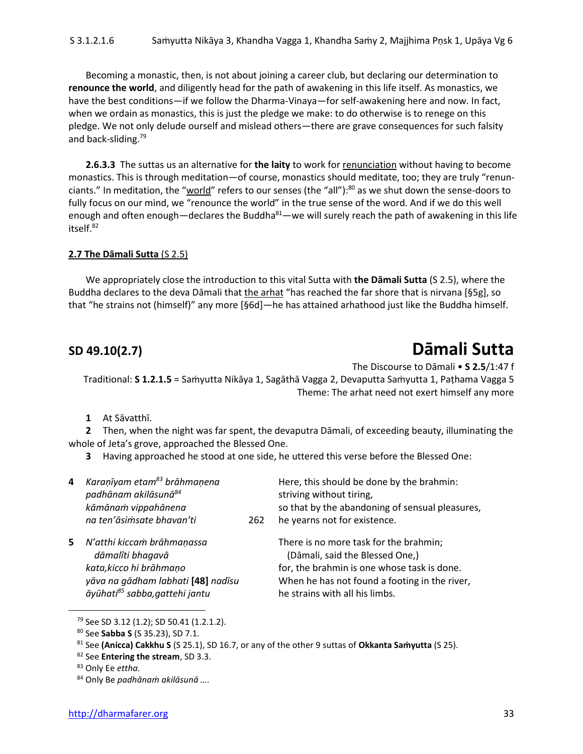Becoming a monastic, then, is not about joining a career club, but declaring our determination to **renounce the world**, and diligently head for the path of awakening in this life itself. As monastics, we have the best conditions—if we follow the Dharma-Vinaya—for self-awakening here and now. In fact, when we ordain as monastics, this is just the pledge we make: to do otherwise is to renege on this pledge. We not only delude ourself and mislead others—there are grave consequences for such falsity and back-sliding.[79]

**2.6.3.3** The suttas us an alternative for **the laity** to work for renunciation without having to become monastics. This is through meditation—of course, monastics should meditate, too; they are truly "renunciants." In meditation, the "world" refers to our senses (the "all"):[80] as we shut down the sense-doors to fully focus on our mind, we "renounce the world" in the true sense of the word. And if we do this well enough and often enough—declares the Buddha[81]—we will surely reach the path of awakening in this life itself.[82]

## 2.7 The Dāmali Sutta (S 2.5)

We appropriately close the introduction to this vital Sutta with **the Dāmali Sutta** (S 2.5), where the Buddha declares to the deva Dāmali that the arhat "has reached the far shore that is nirvana [§5g], so that "he strains not (himself)" any more [§6d]—he has attained arhathood just like the Buddha himself.

# SD 49.10(2.7) Dāmali Sutta

The Discourse to Dāmali • **S 2.5**/1:47 f

Traditional: **S 1.2.1.5** = Saṁyutta Nikāya 1, Sagāthā Vagga 2, Devaputta Saṁyutta 1, Paṭhama Vagga 5

Theme: The arhat need not exert himself any more

**1** At Sāvatthī.

**2** Then, when the night was far spent, the devaputra Dāmali, of exceeding beauty, illuminating the whole of Jeta's grove, approached the Blessed One.

**3** Having approached he stood at one side, he uttered this verse before the Blessed One:

| | | | |
|---|---|---|---|
| **4** | *Karaṇīyam etam[83] brāhmaṇena* | | Here, this should be done by the brahmin: |
| | *padhānam akilāsunā[84]* | | striving without tiring, |
| | *kāmānaṁ vippahānena* | | so that by the abandoning of sensual pleasures, |
| | *na ten'āsiṁsate bhavan'ti* | 262 | he yearns not for existence. |
| **5** | *N'atthi kiccaṁ brāhmaṇassa* | | There is no more task for the brahmin; |
| | *dāmalîti bhagavā* | | (Dāmali, said the Blessed One,) |
| | *kata,kicco hi brāhmaṇo* | | for, the brahmin is one whose task is done. |
| | *yāva na gādham labhati* **[48]** *nadīsu* | | When he has not found a footing in the river, |
| | *āyūhati[85] sabba,gattehi jantu* | | he strains with all his limbs. |

[79] See SD 3.12 (1.2); SD 50.41 (1.2.1.2).

[80] See **Sabba S** (S 35.23), SD 7.1.

[81] See **(Anicca) Cakkhu S** (S 25.1), SD 16.7, or any of the other 9 suttas of **Okkanta Saṁyutta** (S 25).

[82] See **Entering the stream**, SD 3.3.

[83] Only Ee *ettha.*

[84] Only Be *padhānaṁ akilāsunā ….*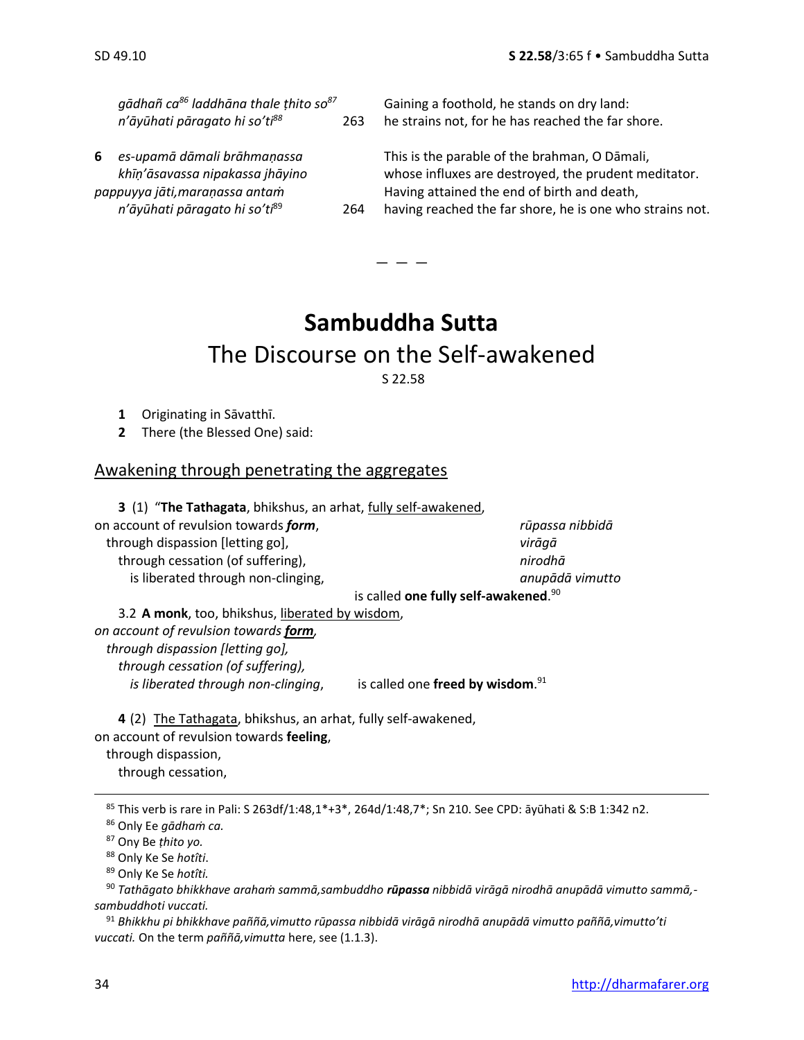*gādhañ ca*[86] *laddhāna thale ṭhito so*[87] *n'āyūhati pāragato hi so'ti*[88] 263 Gaining a foothold, he stands on dry land: he strains not, for he has reached the far shore.

**6** *es-upamā dāmali brāhmaṇassa khīṇ'āsavassa nipakassa jhāyino pappuyya jāti,maraṇassa antaṁ n'āyūhati pāragato hi so'ti*[89] 264

This is the parable of the brahman, O Dāmali, whose influxes are destroyed, the prudent meditator. Having attained the end of birth and death, having reached the far shore, he is one who strains not.

— — —

# Sambuddha Sutta

## The Discourse on the Self-awakened

S 22.58

**1** Originating in Sāvatthī.

**2** There (the Blessed One) said:

### Awakening through penetrating the aggregates

**3** (1) "**The Tathagata**, bhikshus, an arhat, fully self-awakened,
on account of revulsion towards ***form***, — *rūpassa nibbidā*
through dispassion [letting go], — *virāgā*
through cessation (of suffering), — *nirodhā*
is liberated through non-clinging, — *anupādā vimutto*
is called **one fully self-awakened**.[90]

3.2 **A monk**, too, bhikshus, liberated by wisdom,
*on account of revulsion towards **form**,*
*through dispassion [letting go],*
*through cessation (of suffering),*
*is liberated through non-clinging*, is called one **freed by wisdom**.[91]

**4** (2) The Tathagata, bhikshus, an arhat, fully self-awakened,
on account of revulsion towards **feeling**,
through dispassion,
through cessation,

---

[85] This verb is rare in Pali: S 263df/1:48,1*+3*, 264d/1:48,7*; Sn 210. See CPD: āyūhati & S:B 1:342 n2.

[86] Only Ee *gādhaṁ ca.*

[87] Ony Be *ṭhito yo.*

[88] Only Ke Se *hotîti*.

[89] Only Ke Se *hotîti.*

[90] *Tathāgato bhikkhave arahaṁ sammā,sambuddho **rūpassa** nibbidā virāgā nirodhā anupādā vimutto sammā,-sambuddhoti vuccati.*

[91] *Bhikkhu pi bhikkhave paññā,vimutto rūpassa nibbidā virāgā nirodhā anupādā vimutto paññā,vimutto'ti vuccati.* On the term *paññā,vimutta* here, see (1.1.3).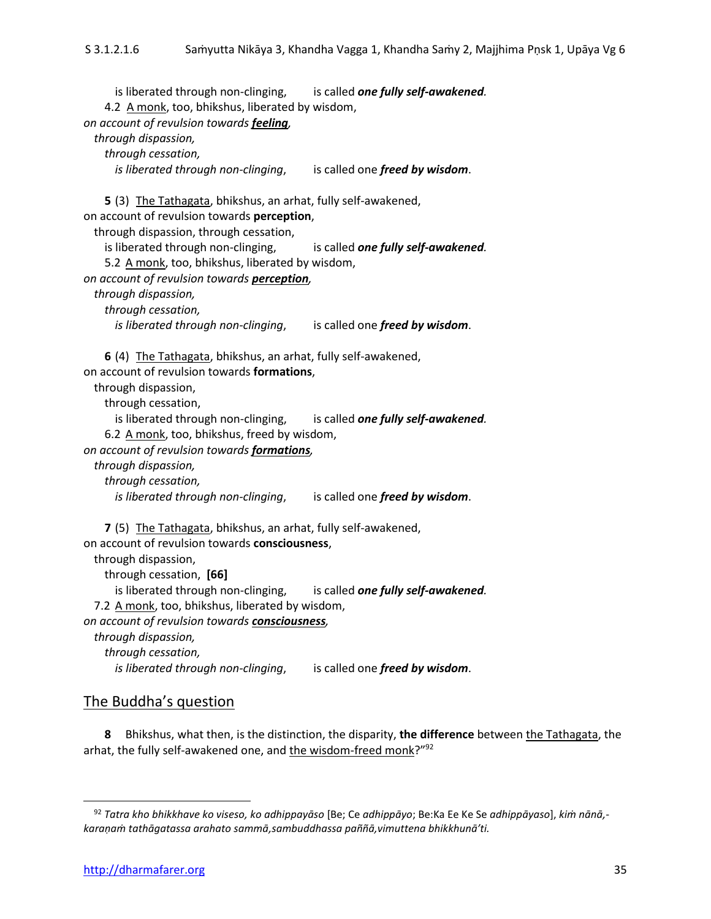is liberated through non-clinging,  is called ***one fully self-awakened.***

4.2 A monk, too, bhikshus, liberated by wisdom,
*on account of revulsion towards **feeling**,*
*through dispassion,*
*through cessation,*
*is liberated through non-clinging*,  is called one ***freed by wisdom***.

**5** (3) The Tathagata, bhikshus, an arhat, fully self-awakened,
on account of revulsion towards **perception**,
through dispassion, through cessation,
is liberated through non-clinging,  is called ***one fully self-awakened.***

5.2 A monk, too, bhikshus, liberated by wisdom,
*on account of revulsion towards **perception**,*
*through dispassion,*
*through cessation,*
*is liberated through non-clinging*,  is called one ***freed by wisdom***.

**6** (4) The Tathagata, bhikshus, an arhat, fully self-awakened,
on account of revulsion towards **formations**,
through dispassion,
through cessation,
is liberated through non-clinging,  is called ***one fully self-awakened.***

6.2 A monk, too, bhikshus, freed by wisdom,
*on account of revulsion towards **formations**,*
*through dispassion,*
*through cessation,*
*is liberated through non-clinging*,  is called one ***freed by wisdom***.

**7** (5) The Tathagata, bhikshus, an arhat, fully self-awakened,
on account of revulsion towards **consciousness**,
through dispassion,
through cessation, **[66]**
is liberated through non-clinging,  is called ***one fully self-awakened.***

7.2 A monk, too, bhikshus, liberated by wisdom,
*on account of revulsion towards **consciousness**,*
*through dispassion,*
*through cessation,*
*is liberated through non-clinging*,  is called one ***freed by wisdom***.

## The Buddha's question

**8** Bhikshus, what then, is the distinction, the disparity, **the difference** between the Tathagata, the arhat, the fully self-awakened one, and the wisdom-freed monk?"[92]

---

[92] *Tatra kho bhikkhave ko viseso, ko adhippayāso* [Be; Ce *adhippāyo*; Be:Ka Ee Ke Se *adhippāyaso*], *kiṁ nānā,-karaṇaṁ tathāgatassa arahato sammā,sambuddhassa paññā,vimuttena bhikkhunā'ti.*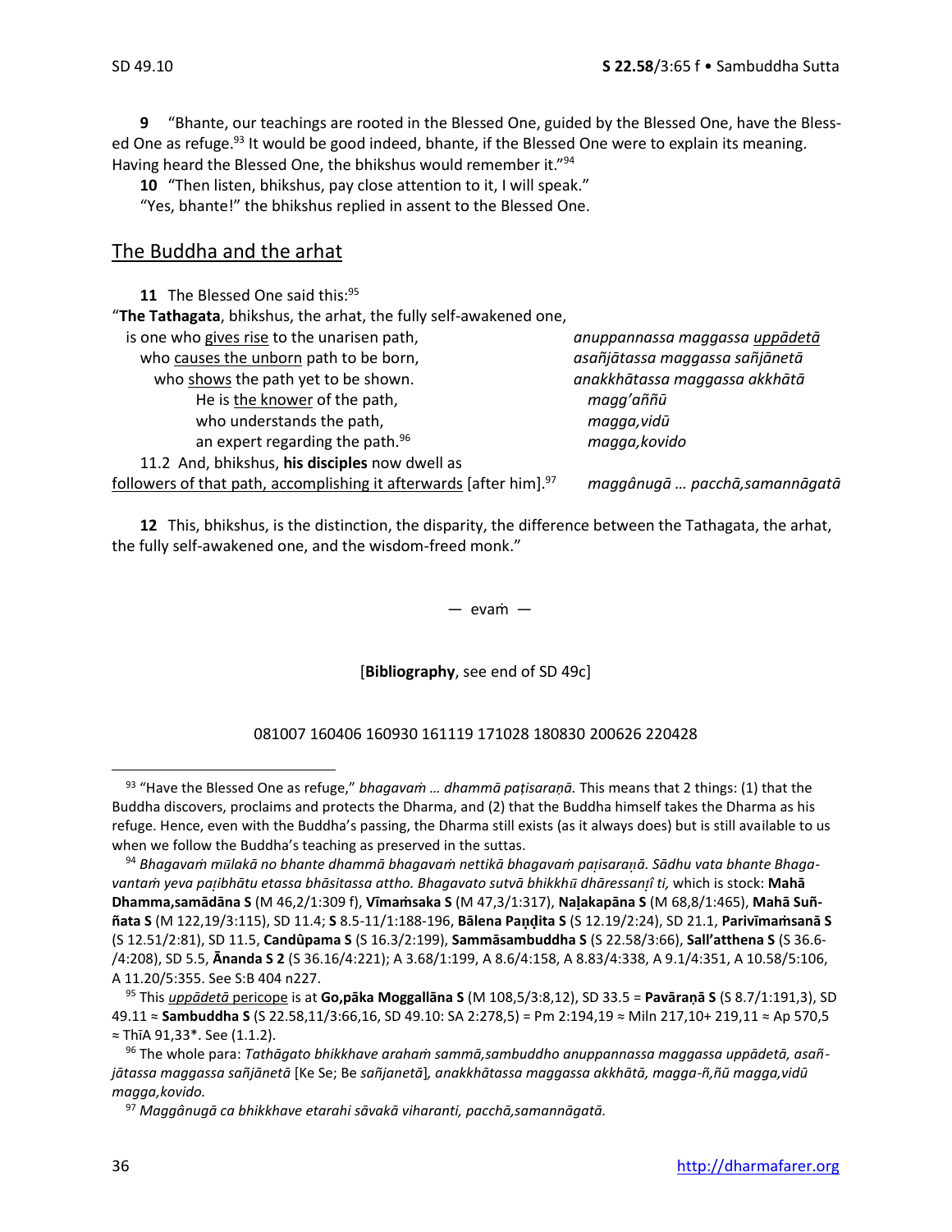**9** "Bhante, our teachings are rooted in the Blessed One, guided by the Blessed One, have the Blessed One as refuge.[93] It would be good indeed, bhante, if the Blessed One were to explain its meaning. Having heard the Blessed One, the bhikshus would remember it."[94]

**10** "Then listen, bhikshus, pay close attention to it, I will speak."

"Yes, bhante!" the bhikshus replied in assent to the Blessed One.

## The Buddha and the arhat

**11** The Blessed One said this:[95]

"**The Tathagata**, bhikshus, the arhat, the fully self-awakened one,

| | |
|---|---|
| is one who gives rise to the unarisen path, | *anuppannassa maggassa uppādetā* |
| who causes the unborn path to be born, | *asañjātassa maggassa sañjānetā* |
| who shows the path yet to be shown. | *anakkhātassa maggassa akkhātā* |
| He is the knower of the path, | *magg'aññū* |
| who understands the path, | *magga,vidū* |
| an expert regarding the path.[96] | *magga,kovido* |
| 11.2 And, bhikshus, **his disciples** now dwell as followers of that path, accomplishing it afterwards [after him].[97] | *maggânugā … pacchā,samannāgatā* |

**12** This, bhikshus, is the distinction, the disparity, the difference between the Tathagata, the arhat, the fully self-awakened one, and the wisdom-freed monk."

— evaṁ —

[**Bibliography**, see end of SD 49c]

081007 160406 160930 161119 171028 180830 200626 220428

---

[93] "Have the Blessed One as refuge," *bhagavaṁ … dhammā paṭisaraṇā.* This means that 2 things: (1) that the Buddha discovers, proclaims and protects the Dharma, and (2) that the Buddha himself takes the Dharma as his refuge. Hence, even with the Buddha's passing, the Dharma still exists (as it always does) but is still available to us when we follow the Buddha's teaching as preserved in the suttas.

[94] *Bhagavaṁ mūlakā no bhante dhammā bhagavaṁ nettikā bhagavaṁ paṭisaraṇā. Sādhu vata bhante Bhagavantaṁ yeva paṭibhātu etassa bhāsitassa attho. Bhagavato sutvā bhikkhū dhāressantî ti,* which is stock: **Mahā Dhamma,samādāna S** (M 46,2/1:309 f), **Vīmaṁsaka S** (M 47,3/1:317), **Naḷakapāna S** (M 68,8/1:465), **Mahā Suññata S** (M 122,19/3:115), SD 11.4; **S** 8.5-11/1:188-196, **Bālena Paṇḍita S** (S 12.19/2:24), SD 21.1, **Parivīmaṁsanā S** (S 12.51/2:81), SD 11.5, **Candûpama S** (S 16.3/2:199), **Sammāsambuddha S** (S 22.58/3:66), **Sall'atthena S** (S 36.6-/4:208), SD 5.5, **Ānanda S 2** (S 36.16/4:221); A 3.68/1:199, A 8.6/4:158, A 8.83/4:338, A 9.1/4:351, A 10.58/5:106, A 11.20/5:355. See S:B 404 n227.

[95] This *uppādetā* pericope is at **Go,pāka Moggallāna S** (M 108,5/3:8,12), SD 33.5 = **Pavāraṇā S** (S 8.7/1:191,3), SD 49.11 ≈ **Sambuddha S** (S 22.58,11/3:66,16, SD 49.10: SA 2:278,5) = Pm 2:194,19 ≈ Miln 217,10+ 219,11 ≈ Ap 570,5 ≈ ThīA 91,33*. See (1.1.2).

[96] The whole para: *Tathāgato bhikkhave arahaṁ sammā,sambuddho anuppannassa maggassa uppādetā, asañjātassa maggassa sañjānetā* [Ke Se; Be *sañjanetā*]*, anakkhātassa maggassa akkhātā, magga-ñ,ñū magga,vidū magga,kovido.*

[97] *Maggânugā ca bhikkhave etarahi sāvakā viharanti, pacchā,samannāgatā.*